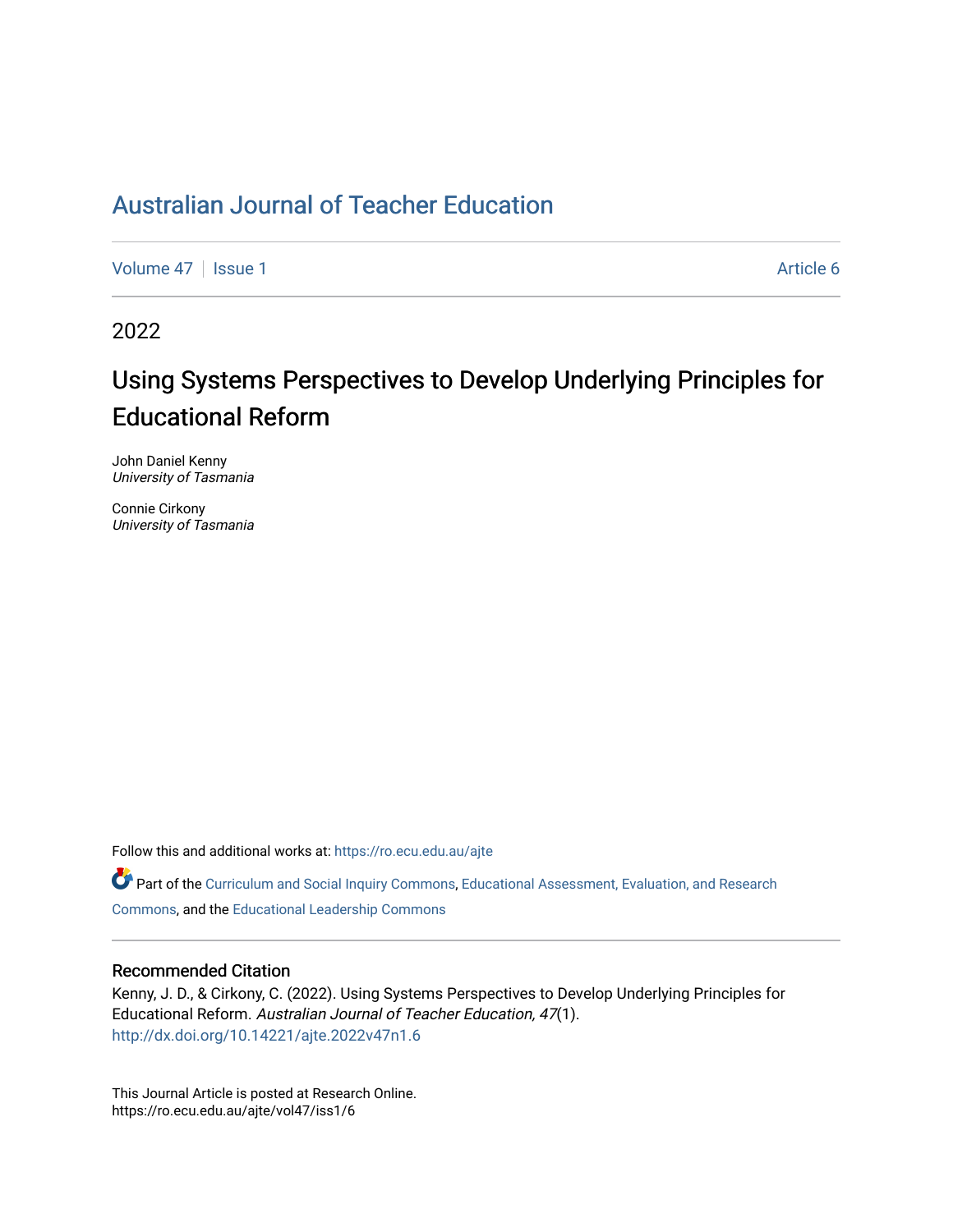# Australian Journal of Teacher Education

Volume 47 | Issue 1 | Article 6

2022

## Using Systems Perspectives to Develop Underlying Principles for Educational Reform

John Daniel Kenny
*University of Tasmania*

Connie Cirkony
*University of Tasmania*

Follow this and additional works at: https://ro.ecu.edu.au/ajte

Part of the Curriculum and Social Inquiry Commons, Educational Assessment, Evaluation, and Research Commons, and the Educational Leadership Commons

### Recommended Citation

Kenny, J. D., & Cirkony, C. (2022). Using Systems Perspectives to Develop Underlying Principles for Educational Reform. *Australian Journal of Teacher Education, 47*(1).
http://dx.doi.org/10.14221/ajte.2022v47n1.6

This Journal Article is posted at Research Online.
https://ro.ecu.edu.au/ajte/vol47/iss1/6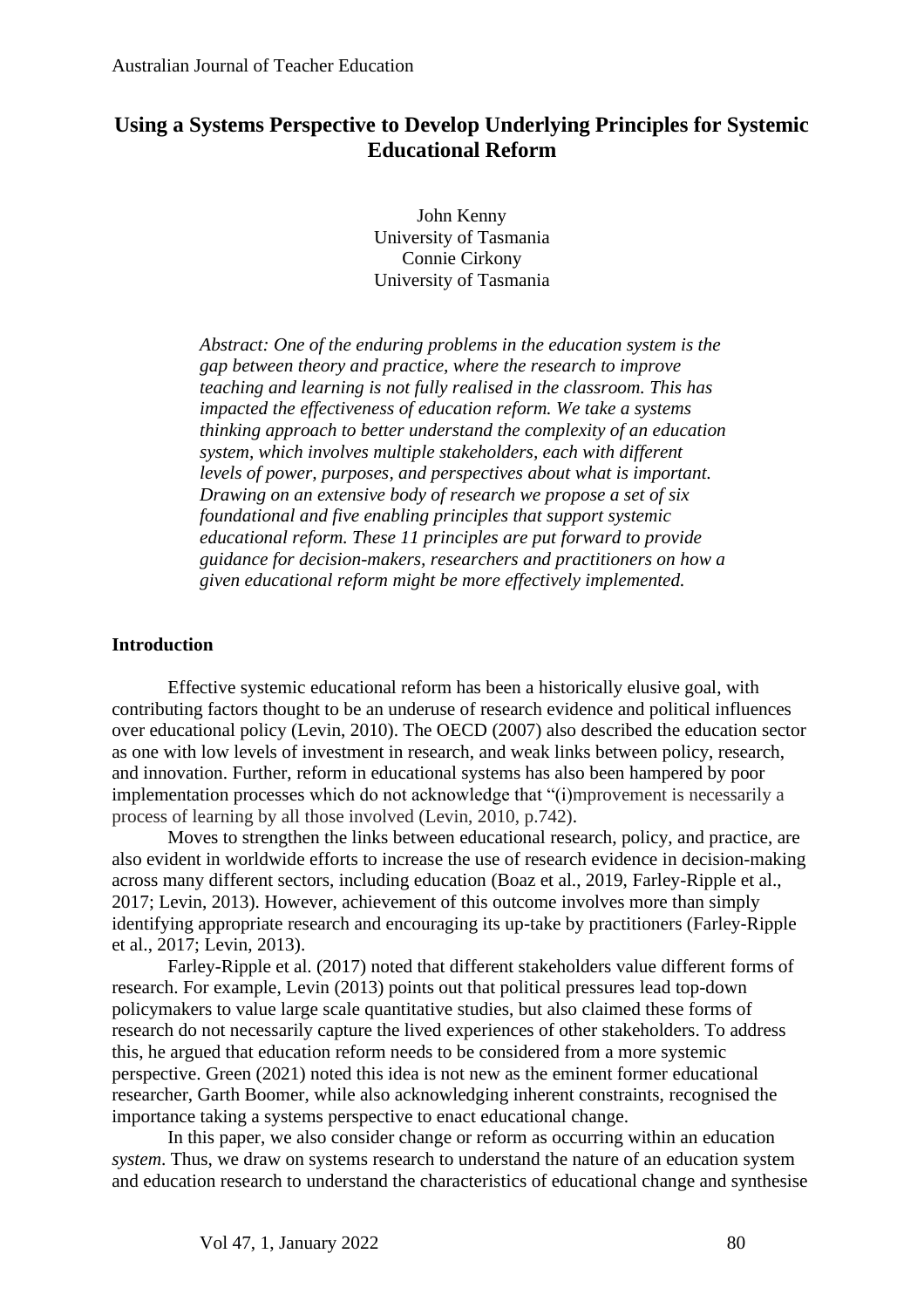# Using a Systems Perspective to Develop Underlying Principles for Systemic Educational Reform

John Kenny
University of Tasmania
Connie Cirkony
University of Tasmania

*Abstract: One of the enduring problems in the education system is the gap between theory and practice, where the research to improve teaching and learning is not fully realised in the classroom. This has impacted the effectiveness of education reform. We take a systems thinking approach to better understand the complexity of an education system, which involves multiple stakeholders, each with different levels of power, purposes, and perspectives about what is important. Drawing on an extensive body of research we propose a set of six foundational and five enabling principles that support systemic educational reform. These 11 principles are put forward to provide guidance for decision-makers, researchers and practitioners on how a given educational reform might be more effectively implemented.*

## Introduction

Effective systemic educational reform has been a historically elusive goal, with contributing factors thought to be an underuse of research evidence and political influences over educational policy (Levin, 2010). The OECD (2007) also described the education sector as one with low levels of investment in research, and weak links between policy, research, and innovation. Further, reform in educational systems has also been hampered by poor implementation processes which do not acknowledge that "(i)mprovement is necessarily a process of learning by all those involved (Levin, 2010, p.742).

Moves to strengthen the links between educational research, policy, and practice, are also evident in worldwide efforts to increase the use of research evidence in decision-making across many different sectors, including education (Boaz et al., 2019, Farley-Ripple et al., 2017; Levin, 2013). However, achievement of this outcome involves more than simply identifying appropriate research and encouraging its up-take by practitioners (Farley-Ripple et al., 2017; Levin, 2013).

Farley-Ripple et al. (2017) noted that different stakeholders value different forms of research. For example, Levin (2013) points out that political pressures lead top-down policymakers to value large scale quantitative studies, but also claimed these forms of research do not necessarily capture the lived experiences of other stakeholders. To address this, he argued that education reform needs to be considered from a more systemic perspective. Green (2021) noted this idea is not new as the eminent former educational researcher, Garth Boomer, while also acknowledging inherent constraints, recognised the importance taking a systems perspective to enact educational change.

In this paper, we also consider change or reform as occurring within an education *system*. Thus, we draw on systems research to understand the nature of an education system and education research to understand the characteristics of educational change and synthesise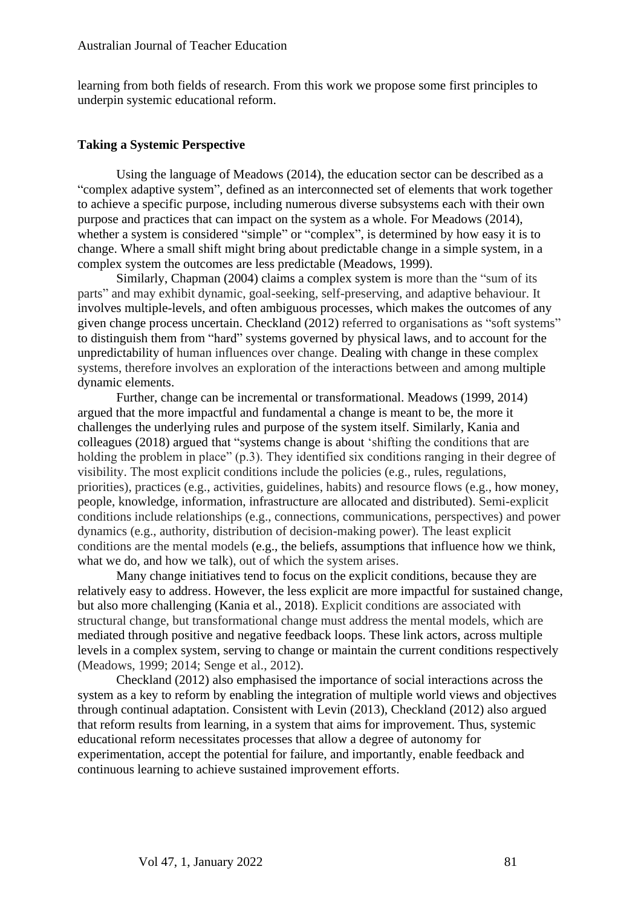learning from both fields of research. From this work we propose some first principles to underpin systemic educational reform.

## Taking a Systemic Perspective

Using the language of Meadows (2014), the education sector can be described as a "complex adaptive system", defined as an interconnected set of elements that work together to achieve a specific purpose, including numerous diverse subsystems each with their own purpose and practices that can impact on the system as a whole. For Meadows (2014), whether a system is considered "simple" or "complex", is determined by how easy it is to change. Where a small shift might bring about predictable change in a simple system, in a complex system the outcomes are less predictable (Meadows, 1999).

Similarly, Chapman (2004) claims a complex system is more than the "sum of its parts" and may exhibit dynamic, goal-seeking, self-preserving, and adaptive behaviour. It involves multiple-levels, and often ambiguous processes, which makes the outcomes of any given change process uncertain. Checkland (2012) referred to organisations as "soft systems" to distinguish them from "hard" systems governed by physical laws, and to account for the unpredictability of human influences over change. Dealing with change in these complex systems, therefore involves an exploration of the interactions between and among multiple dynamic elements.

Further, change can be incremental or transformational. Meadows (1999, 2014) argued that the more impactful and fundamental a change is meant to be, the more it challenges the underlying rules and purpose of the system itself. Similarly, Kania and colleagues (2018) argued that "systems change is about 'shifting the conditions that are holding the problem in place" (p.3). They identified six conditions ranging in their degree of visibility. The most explicit conditions include the policies (e.g., rules, regulations, priorities), practices (e.g., activities, guidelines, habits) and resource flows (e.g., how money, people, knowledge, information, infrastructure are allocated and distributed). Semi-explicit conditions include relationships (e.g., connections, communications, perspectives) and power dynamics (e.g., authority, distribution of decision-making power). The least explicit conditions are the mental models (e.g., the beliefs, assumptions that influence how we think, what we do, and how we talk), out of which the system arises.

Many change initiatives tend to focus on the explicit conditions, because they are relatively easy to address. However, the less explicit are more impactful for sustained change, but also more challenging (Kania et al., 2018). Explicit conditions are associated with structural change, but transformational change must address the mental models, which are mediated through positive and negative feedback loops. These link actors, across multiple levels in a complex system, serving to change or maintain the current conditions respectively (Meadows, 1999; 2014; Senge et al., 2012).

Checkland (2012) also emphasised the importance of social interactions across the system as a key to reform by enabling the integration of multiple world views and objectives through continual adaptation. Consistent with Levin (2013), Checkland (2012) also argued that reform results from learning, in a system that aims for improvement. Thus, systemic educational reform necessitates processes that allow a degree of autonomy for experimentation, accept the potential for failure, and importantly, enable feedback and continuous learning to achieve sustained improvement efforts.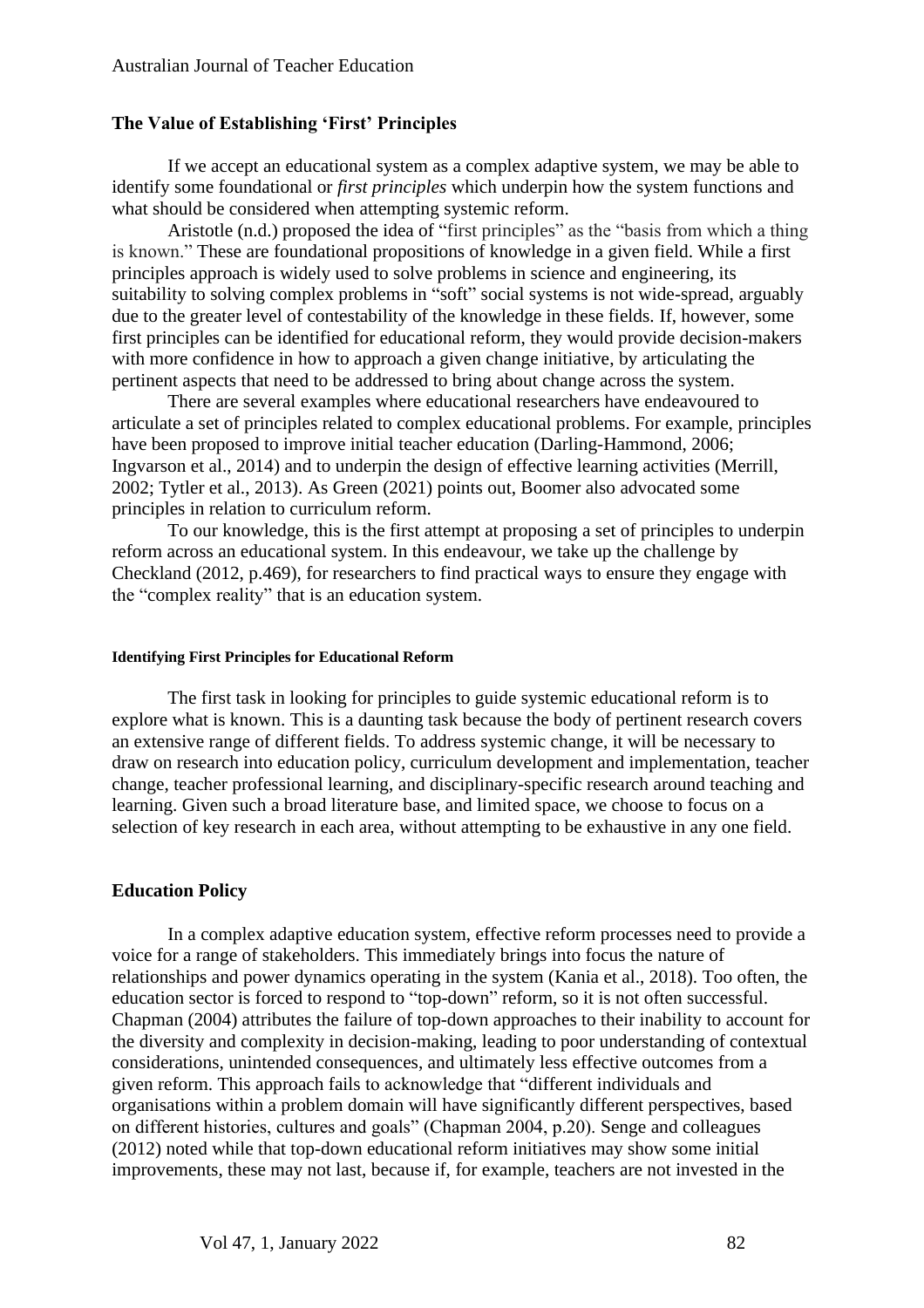## The Value of Establishing 'First' Principles

If we accept an educational system as a complex adaptive system, we may be able to identify some foundational or *first principles* which underpin how the system functions and what should be considered when attempting systemic reform.

Aristotle (n.d.) proposed the idea of "first principles" as the "basis from which a thing is known." These are foundational propositions of knowledge in a given field. While a first principles approach is widely used to solve problems in science and engineering, its suitability to solving complex problems in "soft" social systems is not wide-spread, arguably due to the greater level of contestability of the knowledge in these fields. If, however, some first principles can be identified for educational reform, they would provide decision-makers with more confidence in how to approach a given change initiative, by articulating the pertinent aspects that need to be addressed to bring about change across the system.

There are several examples where educational researchers have endeavoured to articulate a set of principles related to complex educational problems. For example, principles have been proposed to improve initial teacher education (Darling-Hammond, 2006; Ingvarson et al., 2014) and to underpin the design of effective learning activities (Merrill, 2002; Tytler et al., 2013). As Green (2021) points out, Boomer also advocated some principles in relation to curriculum reform.

To our knowledge, this is the first attempt at proposing a set of principles to underpin reform across an educational system. In this endeavour, we take up the challenge by Checkland (2012, p.469), for researchers to find practical ways to ensure they engage with the "complex reality" that is an education system.

#### Identifying First Principles for Educational Reform

The first task in looking for principles to guide systemic educational reform is to explore what is known. This is a daunting task because the body of pertinent research covers an extensive range of different fields. To address systemic change, it will be necessary to draw on research into education policy, curriculum development and implementation, teacher change, teacher professional learning, and disciplinary-specific research around teaching and learning. Given such a broad literature base, and limited space, we choose to focus on a selection of key research in each area, without attempting to be exhaustive in any one field.

## Education Policy

In a complex adaptive education system, effective reform processes need to provide a voice for a range of stakeholders. This immediately brings into focus the nature of relationships and power dynamics operating in the system (Kania et al., 2018). Too often, the education sector is forced to respond to "top-down" reform, so it is not often successful. Chapman (2004) attributes the failure of top-down approaches to their inability to account for the diversity and complexity in decision-making, leading to poor understanding of contextual considerations, unintended consequences, and ultimately less effective outcomes from a given reform. This approach fails to acknowledge that "different individuals and organisations within a problem domain will have significantly different perspectives, based on different histories, cultures and goals" (Chapman 2004, p.20). Senge and colleagues (2012) noted while that top-down educational reform initiatives may show some initial improvements, these may not last, because if, for example, teachers are not invested in the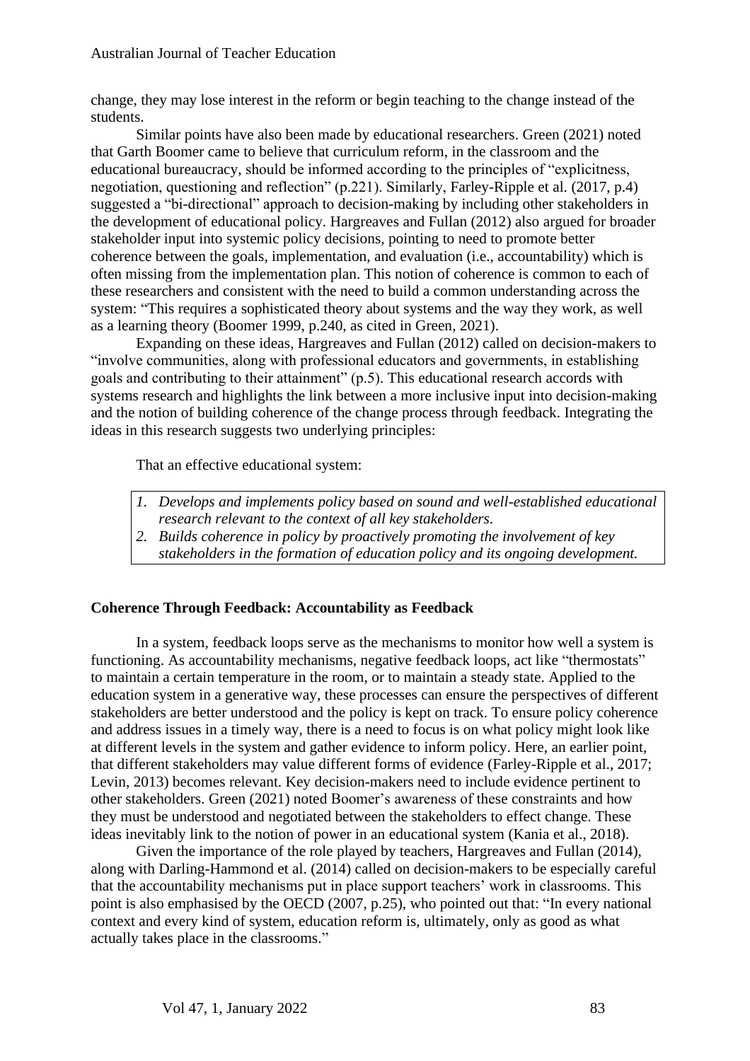change, they may lose interest in the reform or begin teaching to the change instead of the students.

Similar points have also been made by educational researchers. Green (2021) noted that Garth Boomer came to believe that curriculum reform, in the classroom and the educational bureaucracy, should be informed according to the principles of "explicitness, negotiation, questioning and reflection" (p.221). Similarly, Farley-Ripple et al. (2017, p.4) suggested a "bi-directional" approach to decision-making by including other stakeholders in the development of educational policy. Hargreaves and Fullan (2012) also argued for broader stakeholder input into systemic policy decisions, pointing to need to promote better coherence between the goals, implementation, and evaluation (i.e., accountability) which is often missing from the implementation plan. This notion of coherence is common to each of these researchers and consistent with the need to build a common understanding across the system: "This requires a sophisticated theory about systems and the way they work, as well as a learning theory (Boomer 1999, p.240, as cited in Green, 2021).

Expanding on these ideas, Hargreaves and Fullan (2012) called on decision-makers to "involve communities, along with professional educators and governments, in establishing goals and contributing to their attainment" (p.5). This educational research accords with systems research and highlights the link between a more inclusive input into decision-making and the notion of building coherence of the change process through feedback. Integrating the ideas in this research suggests two underlying principles:

That an effective educational system:

1. *Develops and implements policy based on sound and well-established educational research relevant to the context of all key stakeholders.*
2. *Builds coherence in policy by proactively promoting the involvement of key stakeholders in the formation of education policy and its ongoing development.*

## Coherence Through Feedback: Accountability as Feedback

In a system, feedback loops serve as the mechanisms to monitor how well a system is functioning. As accountability mechanisms, negative feedback loops, act like "thermostats" to maintain a certain temperature in the room, or to maintain a steady state. Applied to the education system in a generative way, these processes can ensure the perspectives of different stakeholders are better understood and the policy is kept on track. To ensure policy coherence and address issues in a timely way, there is a need to focus is on what policy might look like at different levels in the system and gather evidence to inform policy. Here, an earlier point, that different stakeholders may value different forms of evidence (Farley-Ripple et al., 2017; Levin, 2013) becomes relevant. Key decision-makers need to include evidence pertinent to other stakeholders. Green (2021) noted Boomer's awareness of these constraints and how they must be understood and negotiated between the stakeholders to effect change. These ideas inevitably link to the notion of power in an educational system (Kania et al., 2018).

Given the importance of the role played by teachers, Hargreaves and Fullan (2014), along with Darling-Hammond et al. (2014) called on decision-makers to be especially careful that the accountability mechanisms put in place support teachers' work in classrooms. This point is also emphasised by the OECD (2007, p.25), who pointed out that: "In every national context and every kind of system, education reform is, ultimately, only as good as what actually takes place in the classrooms."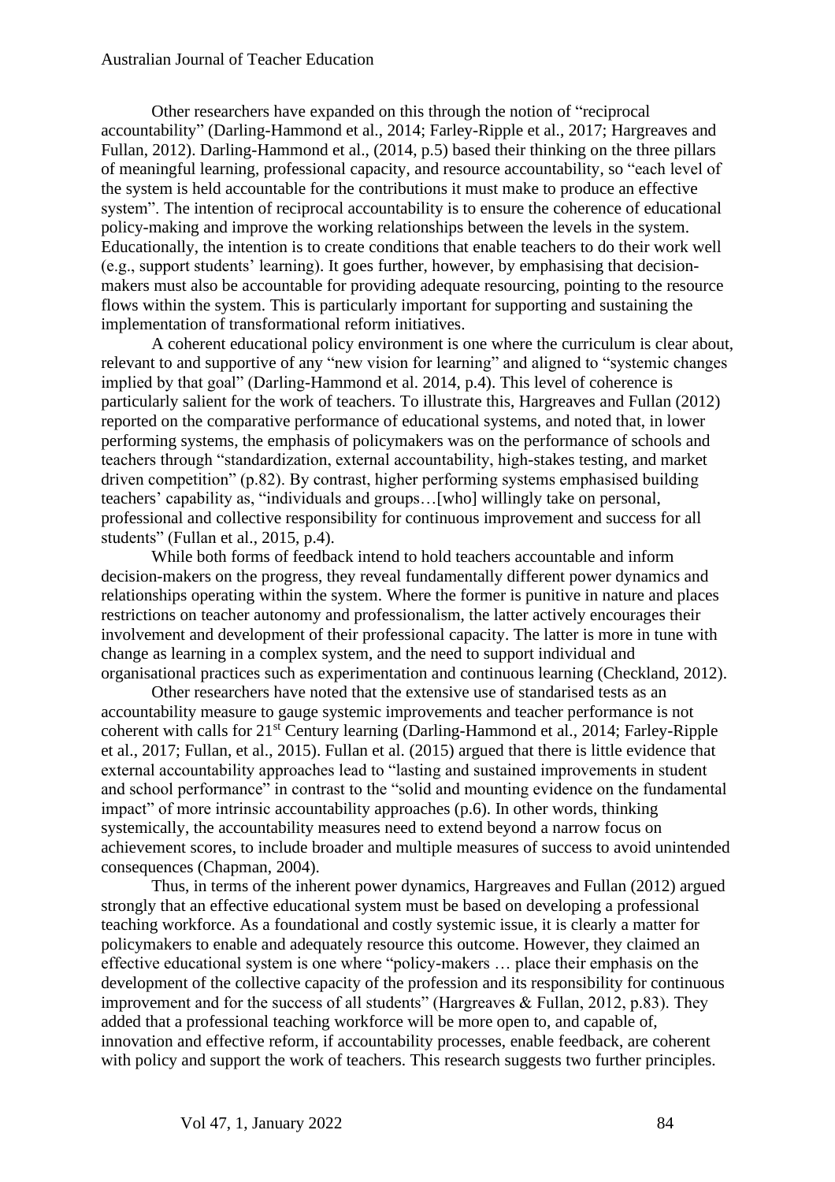Other researchers have expanded on this through the notion of "reciprocal accountability" (Darling-Hammond et al., 2014; Farley-Ripple et al., 2017; Hargreaves and Fullan, 2012). Darling-Hammond et al., (2014, p.5) based their thinking on the three pillars of meaningful learning, professional capacity, and resource accountability, so "each level of the system is held accountable for the contributions it must make to produce an effective system". The intention of reciprocal accountability is to ensure the coherence of educational policy-making and improve the working relationships between the levels in the system. Educationally, the intention is to create conditions that enable teachers to do their work well (e.g., support students' learning). It goes further, however, by emphasising that decision-makers must also be accountable for providing adequate resourcing, pointing to the resource flows within the system. This is particularly important for supporting and sustaining the implementation of transformational reform initiatives.

A coherent educational policy environment is one where the curriculum is clear about, relevant to and supportive of any "new vision for learning" and aligned to "systemic changes implied by that goal" (Darling-Hammond et al. 2014, p.4). This level of coherence is particularly salient for the work of teachers. To illustrate this, Hargreaves and Fullan (2012) reported on the comparative performance of educational systems, and noted that, in lower performing systems, the emphasis of policymakers was on the performance of schools and teachers through "standardization, external accountability, high-stakes testing, and market driven competition" (p.82). By contrast, higher performing systems emphasised building teachers' capability as, "individuals and groups…[who] willingly take on personal, professional and collective responsibility for continuous improvement and success for all students" (Fullan et al., 2015, p.4).

While both forms of feedback intend to hold teachers accountable and inform decision-makers on the progress, they reveal fundamentally different power dynamics and relationships operating within the system. Where the former is punitive in nature and places restrictions on teacher autonomy and professionalism, the latter actively encourages their involvement and development of their professional capacity. The latter is more in tune with change as learning in a complex system, and the need to support individual and organisational practices such as experimentation and continuous learning (Checkland, 2012).

Other researchers have noted that the extensive use of standarised tests as an accountability measure to gauge systemic improvements and teacher performance is not coherent with calls for 21st Century learning (Darling-Hammond et al., 2014; Farley-Ripple et al., 2017; Fullan, et al., 2015). Fullan et al. (2015) argued that there is little evidence that external accountability approaches lead to "lasting and sustained improvements in student and school performance" in contrast to the "solid and mounting evidence on the fundamental impact" of more intrinsic accountability approaches (p.6). In other words, thinking systemically, the accountability measures need to extend beyond a narrow focus on achievement scores, to include broader and multiple measures of success to avoid unintended consequences (Chapman, 2004).

Thus, in terms of the inherent power dynamics, Hargreaves and Fullan (2012) argued strongly that an effective educational system must be based on developing a professional teaching workforce. As a foundational and costly systemic issue, it is clearly a matter for policymakers to enable and adequately resource this outcome. However, they claimed an effective educational system is one where "policy-makers … place their emphasis on the development of the collective capacity of the profession and its responsibility for continuous improvement and for the success of all students" (Hargreaves & Fullan, 2012, p.83). They added that a professional teaching workforce will be more open to, and capable of, innovation and effective reform, if accountability processes, enable feedback, are coherent with policy and support the work of teachers. This research suggests two further principles.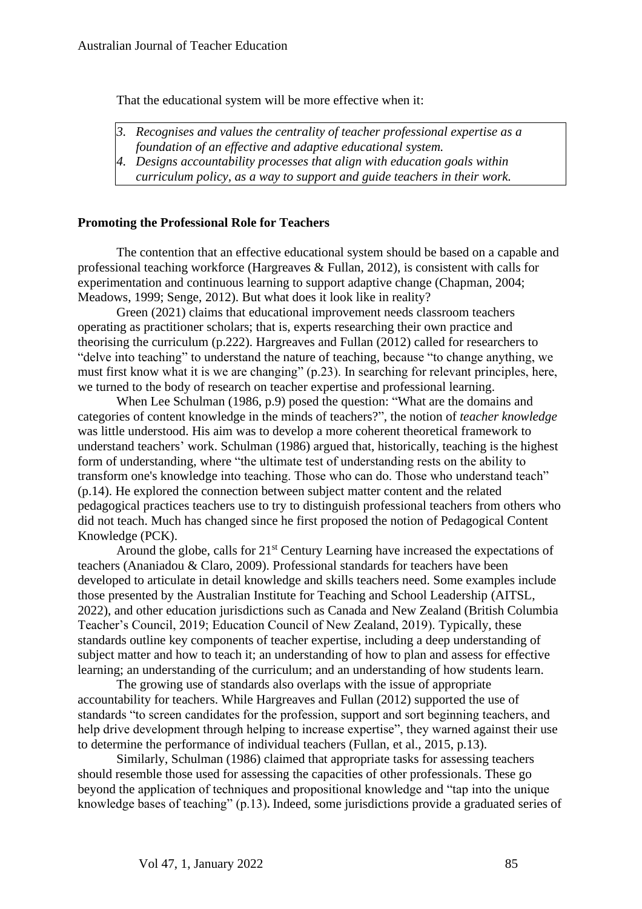That the educational system will be more effective when it:

> 3. *Recognises and values the centrality of teacher professional expertise as a foundation of an effective and adaptive educational system.*
> 4. *Designs accountability processes that align with education goals within curriculum policy, as a way to support and guide teachers in their work.*

## Promoting the Professional Role for Teachers

The contention that an effective educational system should be based on a capable and professional teaching workforce (Hargreaves & Fullan, 2012), is consistent with calls for experimentation and continuous learning to support adaptive change (Chapman, 2004; Meadows, 1999; Senge, 2012). But what does it look like in reality?

Green (2021) claims that educational improvement needs classroom teachers operating as practitioner scholars; that is, experts researching their own practice and theorising the curriculum (p.222). Hargreaves and Fullan (2012) called for researchers to "delve into teaching" to understand the nature of teaching, because "to change anything, we must first know what it is we are changing" (p.23). In searching for relevant principles, here, we turned to the body of research on teacher expertise and professional learning.

When Lee Schulman (1986, p.9) posed the question: "What are the domains and categories of content knowledge in the minds of teachers?", the notion of *teacher knowledge* was little understood. His aim was to develop a more coherent theoretical framework to understand teachers' work. Schulman (1986) argued that, historically, teaching is the highest form of understanding, where "the ultimate test of understanding rests on the ability to transform one's knowledge into teaching. Those who can do. Those who understand teach" (p.14). He explored the connection between subject matter content and the related pedagogical practices teachers use to try to distinguish professional teachers from others who did not teach. Much has changed since he first proposed the notion of Pedagogical Content Knowledge (PCK).

Around the globe, calls for 21st Century Learning have increased the expectations of teachers (Ananiadou & Claro, 2009). Professional standards for teachers have been developed to articulate in detail knowledge and skills teachers need. Some examples include those presented by the Australian Institute for Teaching and School Leadership (AITSL, 2022), and other education jurisdictions such as Canada and New Zealand (British Columbia Teacher's Council, 2019; Education Council of New Zealand, 2019). Typically, these standards outline key components of teacher expertise, including a deep understanding of subject matter and how to teach it; an understanding of how to plan and assess for effective learning; an understanding of the curriculum; and an understanding of how students learn.

The growing use of standards also overlaps with the issue of appropriate accountability for teachers. While Hargreaves and Fullan (2012) supported the use of standards "to screen candidates for the profession, support and sort beginning teachers, and help drive development through helping to increase expertise", they warned against their use to determine the performance of individual teachers (Fullan, et al., 2015, p.13).

Similarly, Schulman (1986) claimed that appropriate tasks for assessing teachers should resemble those used for assessing the capacities of other professionals. These go beyond the application of techniques and propositional knowledge and "tap into the unique knowledge bases of teaching" (p.13). Indeed, some jurisdictions provide a graduated series of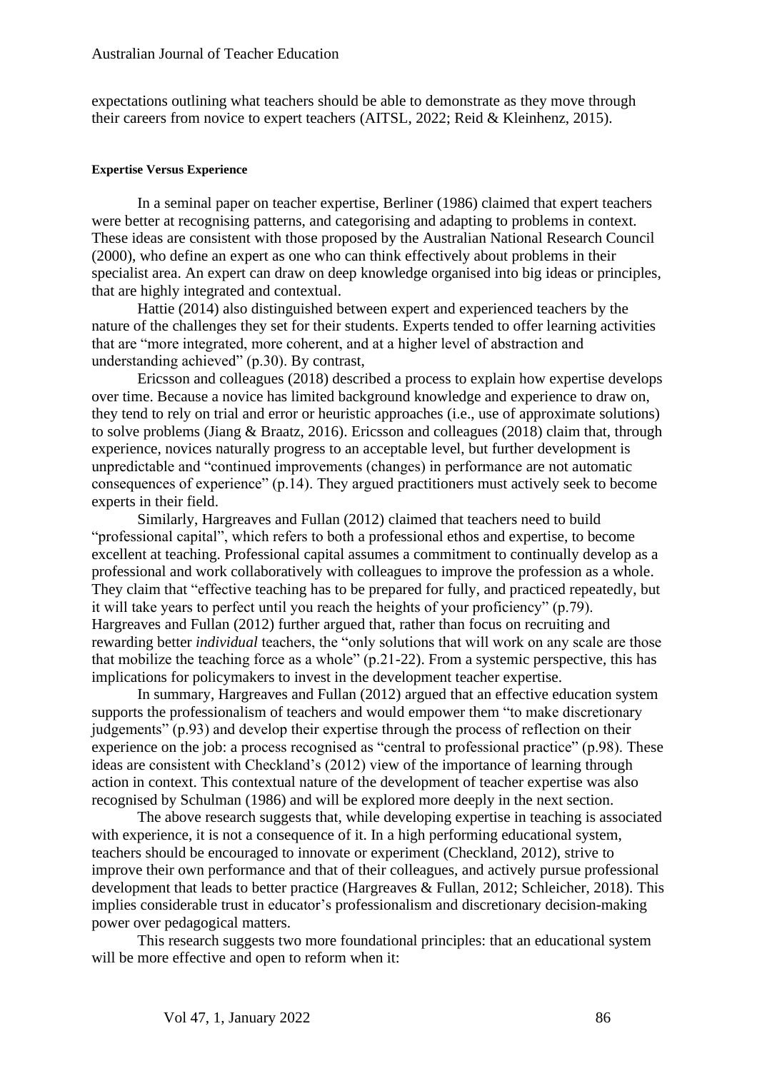expectations outlining what teachers should be able to demonstrate as they move through their careers from novice to expert teachers (AITSL, 2022; Reid & Kleinhenz, 2015).

#### Expertise Versus Experience

In a seminal paper on teacher expertise, Berliner (1986) claimed that expert teachers were better at recognising patterns, and categorising and adapting to problems in context. These ideas are consistent with those proposed by the Australian National Research Council (2000), who define an expert as one who can think effectively about problems in their specialist area. An expert can draw on deep knowledge organised into big ideas or principles, that are highly integrated and contextual.

Hattie (2014) also distinguished between expert and experienced teachers by the nature of the challenges they set for their students. Experts tended to offer learning activities that are "more integrated, more coherent, and at a higher level of abstraction and understanding achieved" (p.30). By contrast,

Ericsson and colleagues (2018) described a process to explain how expertise develops over time. Because a novice has limited background knowledge and experience to draw on, they tend to rely on trial and error or heuristic approaches (i.e., use of approximate solutions) to solve problems (Jiang & Braatz, 2016). Ericsson and colleagues (2018) claim that, through experience, novices naturally progress to an acceptable level, but further development is unpredictable and "continued improvements (changes) in performance are not automatic consequences of experience" (p.14). They argued practitioners must actively seek to become experts in their field.

Similarly, Hargreaves and Fullan (2012) claimed that teachers need to build "professional capital", which refers to both a professional ethos and expertise, to become excellent at teaching. Professional capital assumes a commitment to continually develop as a professional and work collaboratively with colleagues to improve the profession as a whole. They claim that "effective teaching has to be prepared for fully, and practiced repeatedly, but it will take years to perfect until you reach the heights of your proficiency" (p.79). Hargreaves and Fullan (2012) further argued that, rather than focus on recruiting and rewarding better *individual* teachers, the "only solutions that will work on any scale are those that mobilize the teaching force as a whole" (p.21-22). From a systemic perspective, this has implications for policymakers to invest in the development teacher expertise.

In summary, Hargreaves and Fullan (2012) argued that an effective education system supports the professionalism of teachers and would empower them "to make discretionary judgements" (p.93) and develop their expertise through the process of reflection on their experience on the job: a process recognised as "central to professional practice" (p.98). These ideas are consistent with Checkland's (2012) view of the importance of learning through action in context. This contextual nature of the development of teacher expertise was also recognised by Schulman (1986) and will be explored more deeply in the next section.

The above research suggests that, while developing expertise in teaching is associated with experience, it is not a consequence of it. In a high performing educational system, teachers should be encouraged to innovate or experiment (Checkland, 2012), strive to improve their own performance and that of their colleagues, and actively pursue professional development that leads to better practice (Hargreaves & Fullan, 2012; Schleicher, 2018). This implies considerable trust in educator's professionalism and discretionary decision-making power over pedagogical matters.

This research suggests two more foundational principles: that an educational system will be more effective and open to reform when it: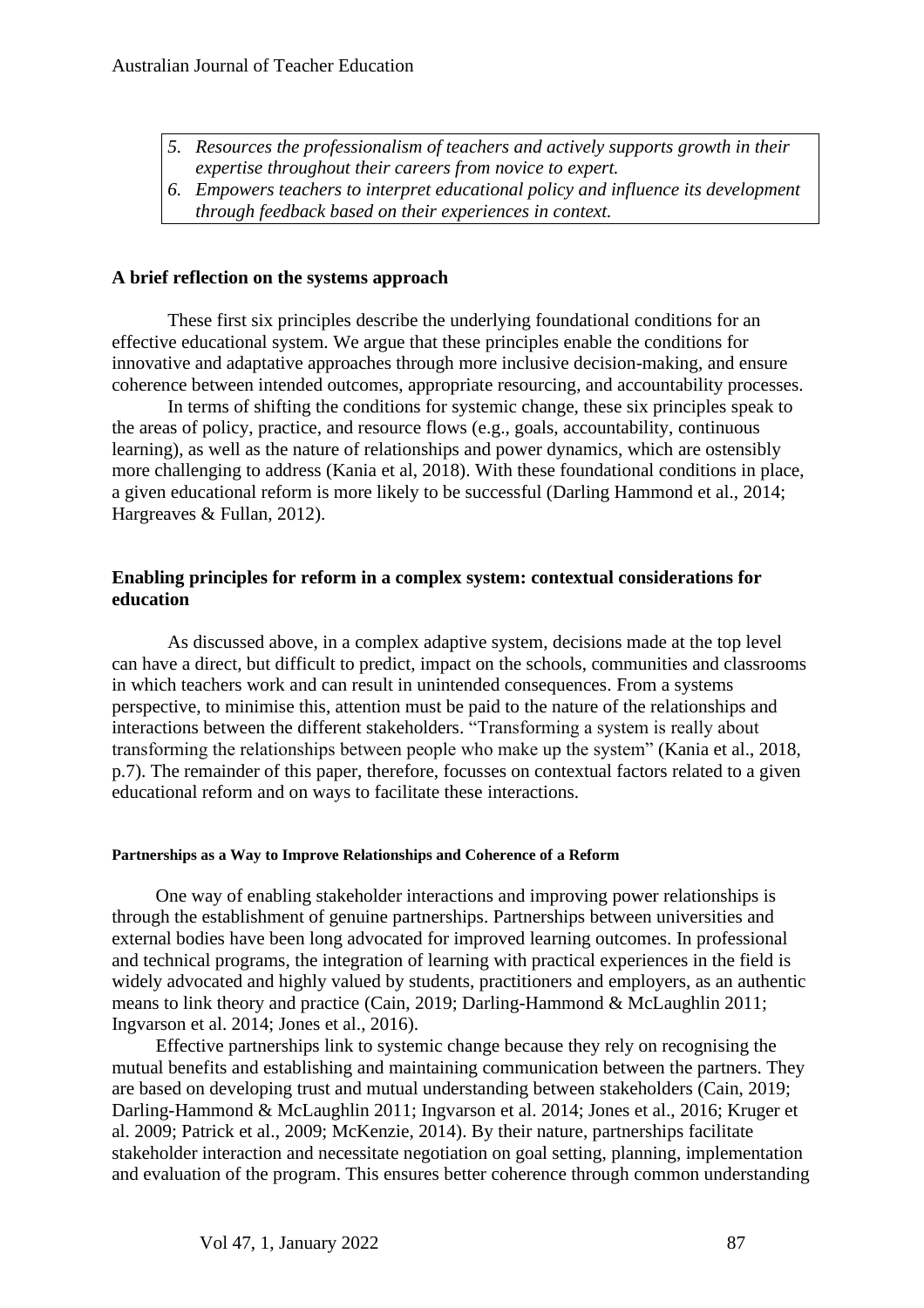> *5. Resources the professionalism of teachers and actively supports growth in their expertise throughout their careers from novice to expert.*
> *6. Empowers teachers to interpret educational policy and influence its development through feedback based on their experiences in context.*

### A brief reflection on the systems approach

These first six principles describe the underlying foundational conditions for an effective educational system. We argue that these principles enable the conditions for innovative and adaptative approaches through more inclusive decision-making, and ensure coherence between intended outcomes, appropriate resourcing, and accountability processes.

In terms of shifting the conditions for systemic change, these six principles speak to the areas of policy, practice, and resource flows (e.g., goals, accountability, continuous learning), as well as the nature of relationships and power dynamics, which are ostensibly more challenging to address (Kania et al, 2018). With these foundational conditions in place, a given educational reform is more likely to be successful (Darling Hammond et al., 2014; Hargreaves & Fullan, 2012).

### Enabling principles for reform in a complex system: contextual considerations for education

As discussed above, in a complex adaptive system, decisions made at the top level can have a direct, but difficult to predict, impact on the schools, communities and classrooms in which teachers work and can result in unintended consequences. From a systems perspective, to minimise this, attention must be paid to the nature of the relationships and interactions between the different stakeholders. "Transforming a system is really about transforming the relationships between people who make up the system" (Kania et al., 2018, p.7). The remainder of this paper, therefore, focusses on contextual factors related to a given educational reform and on ways to facilitate these interactions.

#### Partnerships as a Way to Improve Relationships and Coherence of a Reform

One way of enabling stakeholder interactions and improving power relationships is through the establishment of genuine partnerships. Partnerships between universities and external bodies have been long advocated for improved learning outcomes. In professional and technical programs, the integration of learning with practical experiences in the field is widely advocated and highly valued by students, practitioners and employers, as an authentic means to link theory and practice (Cain, 2019; Darling-Hammond & McLaughlin 2011; Ingvarson et al. 2014; Jones et al., 2016).

Effective partnerships link to systemic change because they rely on recognising the mutual benefits and establishing and maintaining communication between the partners. They are based on developing trust and mutual understanding between stakeholders (Cain, 2019; Darling-Hammond & McLaughlin 2011; Ingvarson et al. 2014; Jones et al., 2016; Kruger et al. 2009; Patrick et al., 2009; McKenzie, 2014). By their nature, partnerships facilitate stakeholder interaction and necessitate negotiation on goal setting, planning, implementation and evaluation of the program. This ensures better coherence through common understanding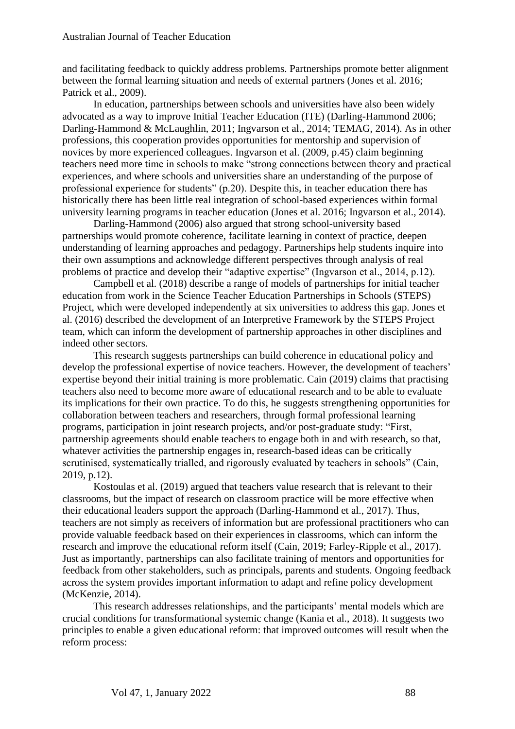and facilitating feedback to quickly address problems. Partnerships promote better alignment between the formal learning situation and needs of external partners (Jones et al. 2016; Patrick et al., 2009).

In education, partnerships between schools and universities have also been widely advocated as a way to improve Initial Teacher Education (ITE) (Darling-Hammond 2006; Darling-Hammond & McLaughlin, 2011; Ingvarson et al., 2014; TEMAG, 2014). As in other professions, this cooperation provides opportunities for mentorship and supervision of novices by more experienced colleagues. Ingvarson et al. (2009, p.45) claim beginning teachers need more time in schools to make "strong connections between theory and practical experiences, and where schools and universities share an understanding of the purpose of professional experience for students" (p.20). Despite this, in teacher education there has historically there has been little real integration of school-based experiences within formal university learning programs in teacher education (Jones et al. 2016; Ingvarson et al., 2014).

Darling-Hammond (2006) also argued that strong school-university based partnerships would promote coherence, facilitate learning in context of practice, deepen understanding of learning approaches and pedagogy. Partnerships help students inquire into their own assumptions and acknowledge different perspectives through analysis of real problems of practice and develop their "adaptive expertise" (Ingvarson et al., 2014, p.12).

Campbell et al. (2018) describe a range of models of partnerships for initial teacher education from work in the Science Teacher Education Partnerships in Schools (STEPS) Project, which were developed independently at six universities to address this gap. Jones et al. (2016) described the development of an Interpretive Framework by the STEPS Project team, which can inform the development of partnership approaches in other disciplines and indeed other sectors.

This research suggests partnerships can build coherence in educational policy and develop the professional expertise of novice teachers. However, the development of teachers' expertise beyond their initial training is more problematic. Cain (2019) claims that practising teachers also need to become more aware of educational research and to be able to evaluate its implications for their own practice. To do this, he suggests strengthening opportunities for collaboration between teachers and researchers, through formal professional learning programs, participation in joint research projects, and/or post-graduate study: "First, partnership agreements should enable teachers to engage both in and with research, so that, whatever activities the partnership engages in, research-based ideas can be critically scrutinised, systematically trialled, and rigorously evaluated by teachers in schools" (Cain, 2019, p.12).

Kostoulas et al. (2019) argued that teachers value research that is relevant to their classrooms, but the impact of research on classroom practice will be more effective when their educational leaders support the approach (Darling-Hammond et al., 2017). Thus, teachers are not simply as receivers of information but are professional practitioners who can provide valuable feedback based on their experiences in classrooms, which can inform the research and improve the educational reform itself (Cain, 2019; Farley-Ripple et al., 2017). Just as importantly, partnerships can also facilitate training of mentors and opportunities for feedback from other stakeholders, such as principals, parents and students. Ongoing feedback across the system provides important information to adapt and refine policy development (McKenzie, 2014).

This research addresses relationships, and the participants' mental models which are crucial conditions for transformational systemic change (Kania et al., 2018). It suggests two principles to enable a given educational reform: that improved outcomes will result when the reform process: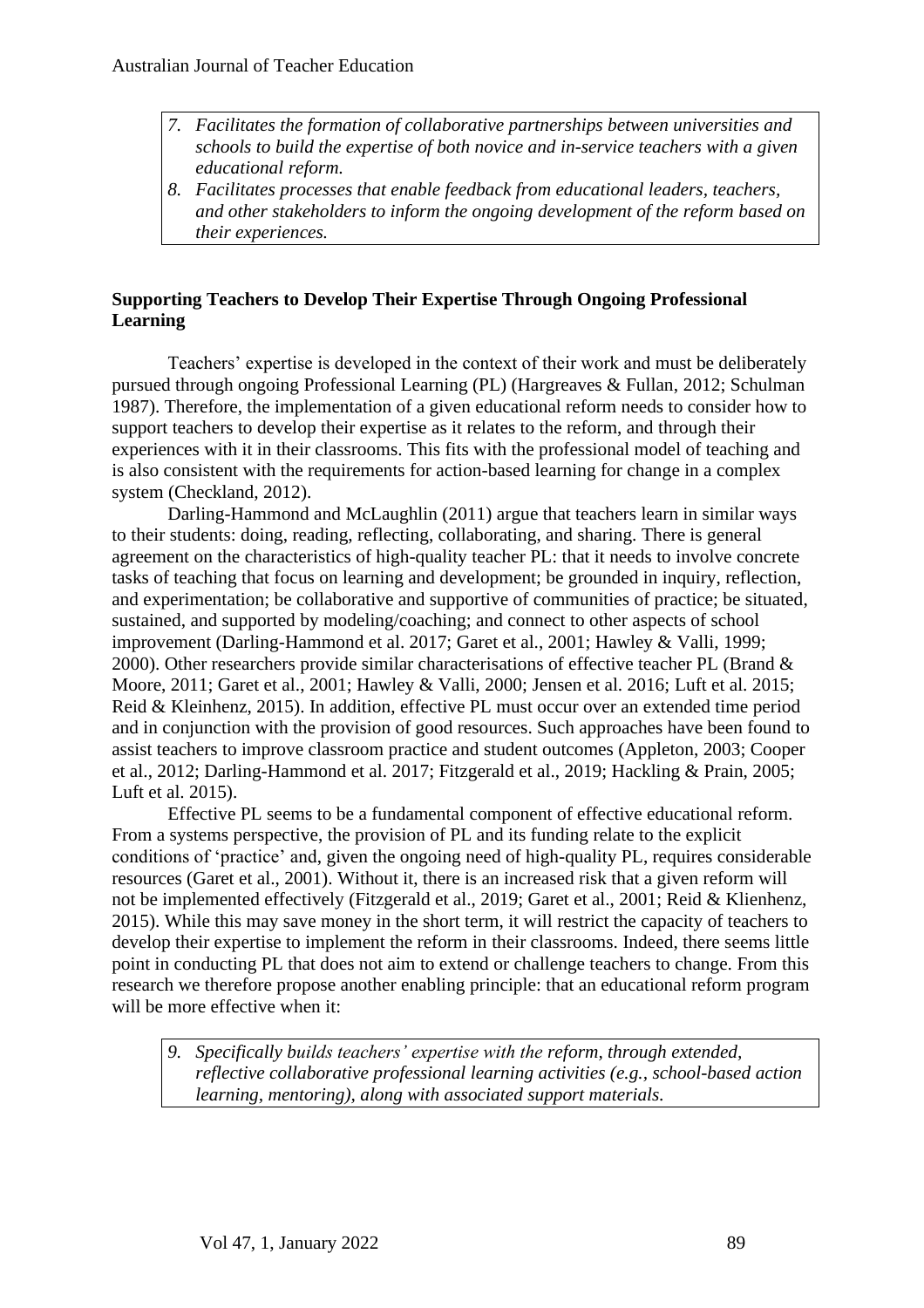> 7. *Facilitates the formation of collaborative partnerships between universities and schools to build the expertise of both novice and in-service teachers with a given educational reform.*
> 8. *Facilitates processes that enable feedback from educational leaders, teachers, and other stakeholders to inform the ongoing development of the reform based on their experiences.*

## Supporting Teachers to Develop Their Expertise Through Ongoing Professional Learning

Teachers' expertise is developed in the context of their work and must be deliberately pursued through ongoing Professional Learning (PL) (Hargreaves & Fullan, 2012; Schulman 1987). Therefore, the implementation of a given educational reform needs to consider how to support teachers to develop their expertise as it relates to the reform, and through their experiences with it in their classrooms. This fits with the professional model of teaching and is also consistent with the requirements for action-based learning for change in a complex system (Checkland, 2012).

Darling-Hammond and McLaughlin (2011) argue that teachers learn in similar ways to their students: doing, reading, reflecting, collaborating, and sharing. There is general agreement on the characteristics of high-quality teacher PL: that it needs to involve concrete tasks of teaching that focus on learning and development; be grounded in inquiry, reflection, and experimentation; be collaborative and supportive of communities of practice; be situated, sustained, and supported by modeling/coaching; and connect to other aspects of school improvement (Darling-Hammond et al. 2017; Garet et al., 2001; Hawley & Valli, 1999; 2000). Other researchers provide similar characterisations of effective teacher PL (Brand & Moore, 2011; Garet et al., 2001; Hawley & Valli, 2000; Jensen et al. 2016; Luft et al. 2015; Reid & Kleinhenz, 2015). In addition, effective PL must occur over an extended time period and in conjunction with the provision of good resources. Such approaches have been found to assist teachers to improve classroom practice and student outcomes (Appleton, 2003; Cooper et al., 2012; Darling-Hammond et al. 2017; Fitzgerald et al., 2019; Hackling & Prain, 2005; Luft et al. 2015).

Effective PL seems to be a fundamental component of effective educational reform. From a systems perspective, the provision of PL and its funding relate to the explicit conditions of 'practice' and, given the ongoing need of high-quality PL, requires considerable resources (Garet et al., 2001). Without it, there is an increased risk that a given reform will not be implemented effectively (Fitzgerald et al., 2019; Garet et al., 2001; Reid & Klienhenz, 2015). While this may save money in the short term, it will restrict the capacity of teachers to develop their expertise to implement the reform in their classrooms. Indeed, there seems little point in conducting PL that does not aim to extend or challenge teachers to change. From this research we therefore propose another enabling principle: that an educational reform program will be more effective when it:

> 9. *Specifically builds teachers' expertise with the reform, through extended, reflective collaborative professional learning activities (e.g., school-based action learning, mentoring), along with associated support materials.*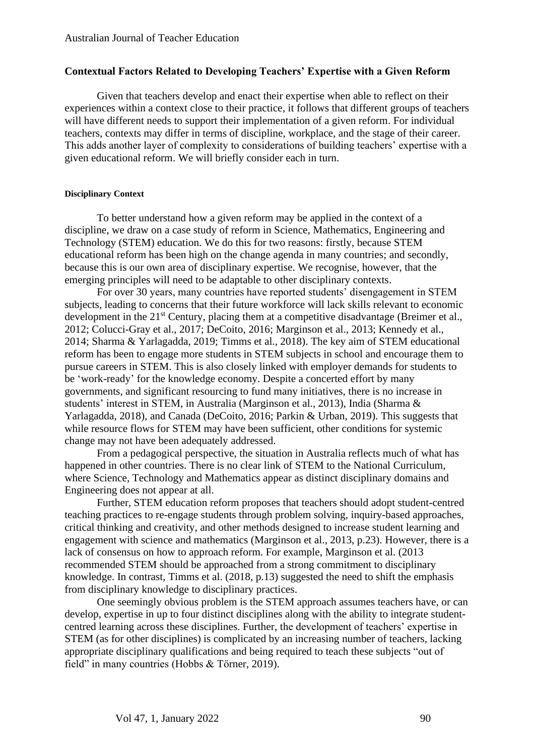## Contextual Factors Related to Developing Teachers' Expertise with a Given Reform

Given that teachers develop and enact their expertise when able to reflect on their experiences within a context close to their practice, it follows that different groups of teachers will have different needs to support their implementation of a given reform. For individual teachers, contexts may differ in terms of discipline, workplace, and the stage of their career. This adds another layer of complexity to considerations of building teachers' expertise with a given educational reform. We will briefly consider each in turn.

### Disciplinary Context

To better understand how a given reform may be applied in the context of a discipline, we draw on a case study of reform in Science, Mathematics, Engineering and Technology (STEM) education. We do this for two reasons: firstly, because STEM educational reform has been high on the change agenda in many countries; and secondly, because this is our own area of disciplinary expertise. We recognise, however, that the emerging principles will need to be adaptable to other disciplinary contexts.

For over 30 years, many countries have reported students' disengagement in STEM subjects, leading to concerns that their future workforce will lack skills relevant to economic development in the 21st Century, placing them at a competitive disadvantage (Breimer et al., 2012; Colucci-Gray et al., 2017; DeCoito, 2016; Marginson et al., 2013; Kennedy et al., 2014; Sharma & Yarlagadda, 2019; Timms et al., 2018). The key aim of STEM educational reform has been to engage more students in STEM subjects in school and encourage them to pursue careers in STEM. This is also closely linked with employer demands for students to be 'work-ready' for the knowledge economy. Despite a concerted effort by many governments, and significant resourcing to fund many initiatives, there is no increase in students' interest in STEM, in Australia (Marginson et al., 2013), India (Sharma & Yarlagadda, 2018), and Canada (DeCoito, 2016; Parkin & Urban, 2019). This suggests that while resource flows for STEM may have been sufficient, other conditions for systemic change may not have been adequately addressed.

From a pedagogical perspective, the situation in Australia reflects much of what has happened in other countries. There is no clear link of STEM to the National Curriculum, where Science, Technology and Mathematics appear as distinct disciplinary domains and Engineering does not appear at all.

Further, STEM education reform proposes that teachers should adopt student-centred teaching practices to re-engage students through problem solving, inquiry-based approaches, critical thinking and creativity, and other methods designed to increase student learning and engagement with science and mathematics (Marginson et al., 2013, p.23). However, there is a lack of consensus on how to approach reform. For example, Marginson et al. (2013 recommended STEM should be approached from a strong commitment to disciplinary knowledge. In contrast, Timms et al. (2018, p.13) suggested the need to shift the emphasis from disciplinary knowledge to disciplinary practices.

One seemingly obvious problem is the STEM approach assumes teachers have, or can develop, expertise in up to four distinct disciplines along with the ability to integrate student-centred learning across these disciplines. Further, the development of teachers' expertise in STEM (as for other disciplines) is complicated by an increasing number of teachers, lacking appropriate disciplinary qualifications and being required to teach these subjects "out of field" in many countries (Hobbs & Törner, 2019).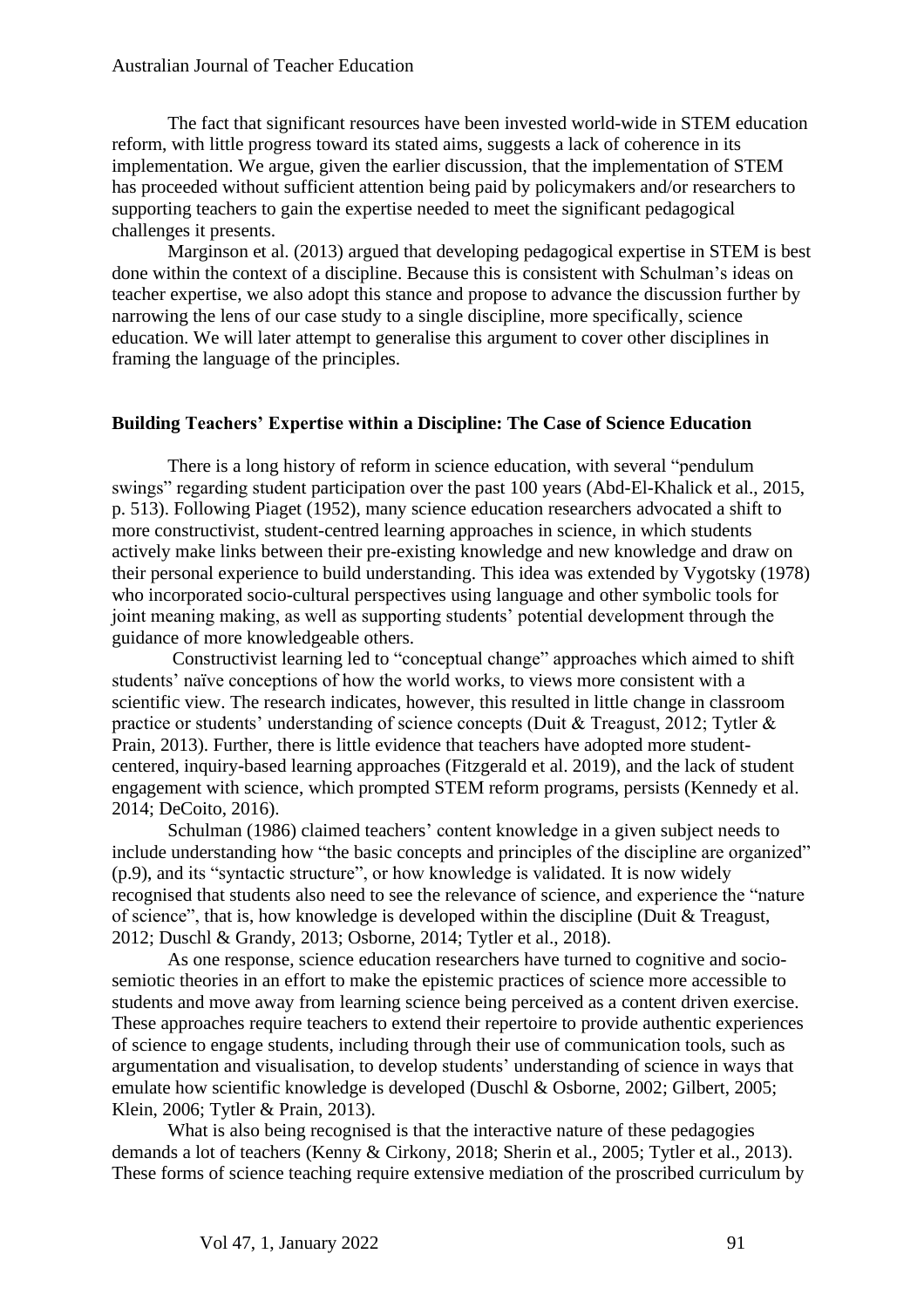The fact that significant resources have been invested world-wide in STEM education reform, with little progress toward its stated aims, suggests a lack of coherence in its implementation. We argue, given the earlier discussion, that the implementation of STEM has proceeded without sufficient attention being paid by policymakers and/or researchers to supporting teachers to gain the expertise needed to meet the significant pedagogical challenges it presents.

Marginson et al. (2013) argued that developing pedagogical expertise in STEM is best done within the context of a discipline. Because this is consistent with Schulman's ideas on teacher expertise, we also adopt this stance and propose to advance the discussion further by narrowing the lens of our case study to a single discipline, more specifically, science education. We will later attempt to generalise this argument to cover other disciplines in framing the language of the principles.

## Building Teachers' Expertise within a Discipline: The Case of Science Education

There is a long history of reform in science education, with several "pendulum swings" regarding student participation over the past 100 years (Abd-El-Khalick et al., 2015, p. 513). Following Piaget (1952), many science education researchers advocated a shift to more constructivist, student-centred learning approaches in science, in which students actively make links between their pre-existing knowledge and new knowledge and draw on their personal experience to build understanding. This idea was extended by Vygotsky (1978) who incorporated socio-cultural perspectives using language and other symbolic tools for joint meaning making, as well as supporting students' potential development through the guidance of more knowledgeable others.

Constructivist learning led to "conceptual change" approaches which aimed to shift students' naïve conceptions of how the world works, to views more consistent with a scientific view. The research indicates, however, this resulted in little change in classroom practice or students' understanding of science concepts (Duit & Treagust, 2012; Tytler & Prain, 2013). Further, there is little evidence that teachers have adopted more student-centered, inquiry-based learning approaches (Fitzgerald et al. 2019), and the lack of student engagement with science, which prompted STEM reform programs, persists (Kennedy et al. 2014; DeCoito, 2016).

Schulman (1986) claimed teachers' content knowledge in a given subject needs to include understanding how "the basic concepts and principles of the discipline are organized" (p.9), and its "syntactic structure", or how knowledge is validated. It is now widely recognised that students also need to see the relevance of science, and experience the "nature of science", that is, how knowledge is developed within the discipline (Duit & Treagust, 2012; Duschl & Grandy, 2013; Osborne, 2014; Tytler et al., 2018).

As one response, science education researchers have turned to cognitive and socio-semiotic theories in an effort to make the epistemic practices of science more accessible to students and move away from learning science being perceived as a content driven exercise. These approaches require teachers to extend their repertoire to provide authentic experiences of science to engage students, including through their use of communication tools, such as argumentation and visualisation, to develop students' understanding of science in ways that emulate how scientific knowledge is developed (Duschl & Osborne, 2002; Gilbert, 2005; Klein, 2006; Tytler & Prain, 2013).

What is also being recognised is that the interactive nature of these pedagogies demands a lot of teachers (Kenny & Cirkony, 2018; Sherin et al., 2005; Tytler et al., 2013). These forms of science teaching require extensive mediation of the proscribed curriculum by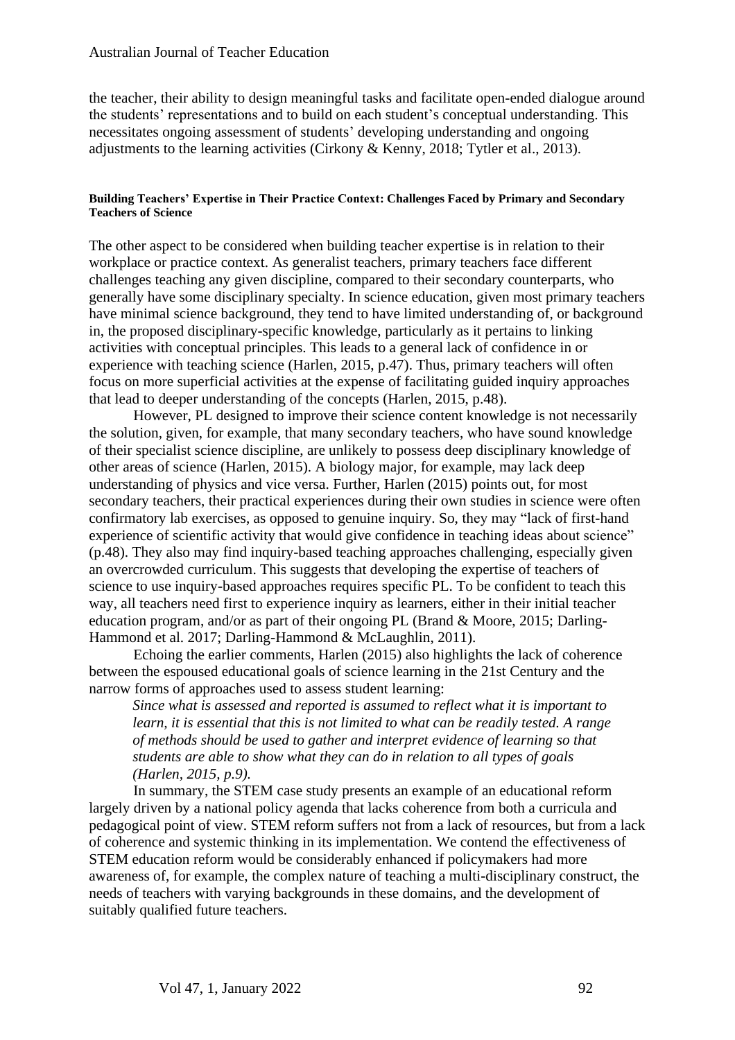the teacher, their ability to design meaningful tasks and facilitate open-ended dialogue around the students' representations and to build on each student's conceptual understanding. This necessitates ongoing assessment of students' developing understanding and ongoing adjustments to the learning activities (Cirkony & Kenny, 2018; Tytler et al., 2013).

#### Building Teachers' Expertise in Their Practice Context: Challenges Faced by Primary and Secondary Teachers of Science

The other aspect to be considered when building teacher expertise is in relation to their workplace or practice context. As generalist teachers, primary teachers face different challenges teaching any given discipline, compared to their secondary counterparts, who generally have some disciplinary specialty. In science education, given most primary teachers have minimal science background, they tend to have limited understanding of, or background in, the proposed disciplinary-specific knowledge, particularly as it pertains to linking activities with conceptual principles. This leads to a general lack of confidence in or experience with teaching science (Harlen, 2015, p.47). Thus, primary teachers will often focus on more superficial activities at the expense of facilitating guided inquiry approaches that lead to deeper understanding of the concepts (Harlen, 2015, p.48).

However, PL designed to improve their science content knowledge is not necessarily the solution, given, for example, that many secondary teachers, who have sound knowledge of their specialist science discipline, are unlikely to possess deep disciplinary knowledge of other areas of science (Harlen, 2015). A biology major, for example, may lack deep understanding of physics and vice versa. Further, Harlen (2015) points out, for most secondary teachers, their practical experiences during their own studies in science were often confirmatory lab exercises, as opposed to genuine inquiry. So, they may "lack of first-hand experience of scientific activity that would give confidence in teaching ideas about science" (p.48). They also may find inquiry-based teaching approaches challenging, especially given an overcrowded curriculum. This suggests that developing the expertise of teachers of science to use inquiry-based approaches requires specific PL. To be confident to teach this way, all teachers need first to experience inquiry as learners, either in their initial teacher education program, and/or as part of their ongoing PL (Brand & Moore, 2015; Darling-Hammond et al. 2017; Darling-Hammond & McLaughlin, 2011).

Echoing the earlier comments, Harlen (2015) also highlights the lack of coherence between the espoused educational goals of science learning in the 21st Century and the narrow forms of approaches used to assess student learning:

> *Since what is assessed and reported is assumed to reflect what it is important to learn, it is essential that this is not limited to what can be readily tested. A range of methods should be used to gather and interpret evidence of learning so that students are able to show what they can do in relation to all types of goals (Harlen, 2015, p.9).*

In summary, the STEM case study presents an example of an educational reform largely driven by a national policy agenda that lacks coherence from both a curricula and pedagogical point of view. STEM reform suffers not from a lack of resources, but from a lack of coherence and systemic thinking in its implementation. We contend the effectiveness of STEM education reform would be considerably enhanced if policymakers had more awareness of, for example, the complex nature of teaching a multi-disciplinary construct, the needs of teachers with varying backgrounds in these domains, and the development of suitably qualified future teachers.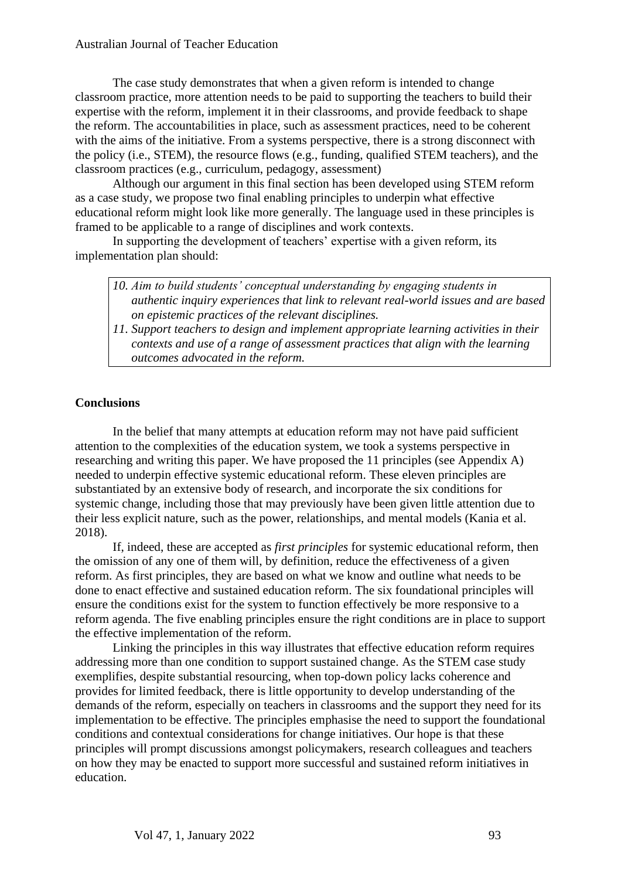The case study demonstrates that when a given reform is intended to change classroom practice, more attention needs to be paid to supporting the teachers to build their expertise with the reform, implement it in their classrooms, and provide feedback to shape the reform. The accountabilities in place, such as assessment practices, need to be coherent with the aims of the initiative. From a systems perspective, there is a strong disconnect with the policy (i.e., STEM), the resource flows (e.g., funding, qualified STEM teachers), and the classroom practices (e.g., curriculum, pedagogy, assessment)

Although our argument in this final section has been developed using STEM reform as a case study, we propose two final enabling principles to underpin what effective educational reform might look like more generally. The language used in these principles is framed to be applicable to a range of disciplines and work contexts.

In supporting the development of teachers' expertise with a given reform, its implementation plan should:

> *10. Aim to build students' conceptual understanding by engaging students in authentic inquiry experiences that link to relevant real-world issues and are based on epistemic practices of the relevant disciplines.*
>
> *11. Support teachers to design and implement appropriate learning activities in their contexts and use of a range of assessment practices that align with the learning outcomes advocated in the reform.*

## Conclusions

In the belief that many attempts at education reform may not have paid sufficient attention to the complexities of the education system, we took a systems perspective in researching and writing this paper. We have proposed the 11 principles (see Appendix A) needed to underpin effective systemic educational reform. These eleven principles are substantiated by an extensive body of research, and incorporate the six conditions for systemic change, including those that may previously have been given little attention due to their less explicit nature, such as the power, relationships, and mental models (Kania et al. 2018).

If, indeed, these are accepted as *first principles* for systemic educational reform, then the omission of any one of them will, by definition, reduce the effectiveness of a given reform. As first principles, they are based on what we know and outline what needs to be done to enact effective and sustained education reform. The six foundational principles will ensure the conditions exist for the system to function effectively be more responsive to a reform agenda. The five enabling principles ensure the right conditions are in place to support the effective implementation of the reform.

Linking the principles in this way illustrates that effective education reform requires addressing more than one condition to support sustained change. As the STEM case study exemplifies, despite substantial resourcing, when top-down policy lacks coherence and provides for limited feedback, there is little opportunity to develop understanding of the demands of the reform, especially on teachers in classrooms and the support they need for its implementation to be effective. The principles emphasise the need to support the foundational conditions and contextual considerations for change initiatives. Our hope is that these principles will prompt discussions amongst policymakers, research colleagues and teachers on how they may be enacted to support more successful and sustained reform initiatives in education.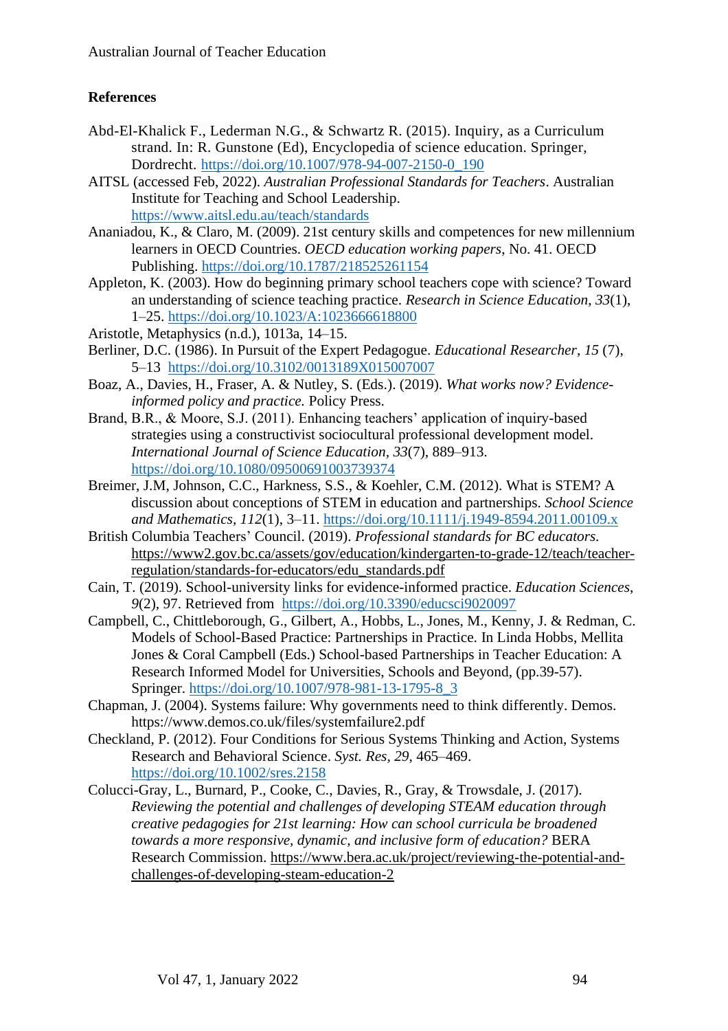## References

Abd-El-Khalick F., Lederman N.G., & Schwartz R. (2015). Inquiry, as a Curriculum strand. In: R. Gunstone (Ed), Encyclopedia of science education. Springer, Dordrecht. https://doi.org/10.1007/978-94-007-2150-0_190

AITSL (accessed Feb, 2022). *Australian Professional Standards for Teachers*. Australian Institute for Teaching and School Leadership. https://www.aitsl.edu.au/teach/standards

Ananiadou, K., & Claro, M. (2009). 21st century skills and competences for new millennium learners in OECD Countries. *OECD education working papers*, No. 41. OECD Publishing. https://doi.org/10.1787/218525261154

Appleton, K. (2003). How do beginning primary school teachers cope with science? Toward an understanding of science teaching practice. *Research in Science Education*, *33*(1), 1–25. https://doi.org/10.1023/A:1023666618800

Aristotle, Metaphysics (n.d.), 1013a, 14–15.

Berliner, D.C. (1986). In Pursuit of the Expert Pedagogue. *Educational Researcher*, *15* (7), 5–13 https://doi.org/10.3102/0013189X015007007

Boaz, A., Davies, H., Fraser, A. & Nutley, S. (Eds.). (2019). *What works now? Evidence-informed policy and practice.* Policy Press.

Brand, B.R., & Moore, S.J. (2011). Enhancing teachers' application of inquiry-based strategies using a constructivist sociocultural professional development model. *International Journal of Science Education, 33*(7), 889–913. https://doi.org/10.1080/09500691003739374

Breimer, J.M, Johnson, C.C., Harkness, S.S., & Koehler, C.M. (2012). What is STEM? A discussion about conceptions of STEM in education and partnerships. *School Science and Mathematics*, *112*(1), 3–11. https://doi.org/10.1111/j.1949-8594.2011.00109.x

British Columbia Teachers' Council. (2019). *Professional standards for BC educators*. https://www2.gov.bc.ca/assets/gov/education/kindergarten-to-grade-12/teach/teacher-regulation/standards-for-educators/edu_standards.pdf

Cain, T. (2019). School-university links for evidence-informed practice. *Education Sciences*, *9*(2), 97. Retrieved from https://doi.org/10.3390/educsci9020097

Campbell, C., Chittleborough, G., Gilbert, A., Hobbs, L., Jones, M., Kenny, J. & Redman, C. Models of School-Based Practice: Partnerships in Practice. In Linda Hobbs, Mellita Jones & Coral Campbell (Eds.) School-based Partnerships in Teacher Education: A Research Informed Model for Universities, Schools and Beyond, (pp.39-57). Springer. https://doi.org/10.1007/978-981-13-1795-8_3

Chapman, J. (2004). Systems failure: Why governments need to think differently. Demos. https://www.demos.co.uk/files/systemfailure2.pdf

Checkland, P. (2012). Four Conditions for Serious Systems Thinking and Action, Systems Research and Behavioral Science. *Syst. Res, 29*, 465–469. https://doi.org/10.1002/sres.2158

Colucci-Gray, L., Burnard, P., Cooke, C., Davies, R., Gray, & Trowsdale, J. (2017). *Reviewing the potential and challenges of developing STEAM education through creative pedagogies for 21st learning: How can school curricula be broadened towards a more responsive, dynamic, and inclusive form of education?* BERA Research Commission. https://www.bera.ac.uk/project/reviewing-the-potential-and-challenges-of-developing-steam-education-2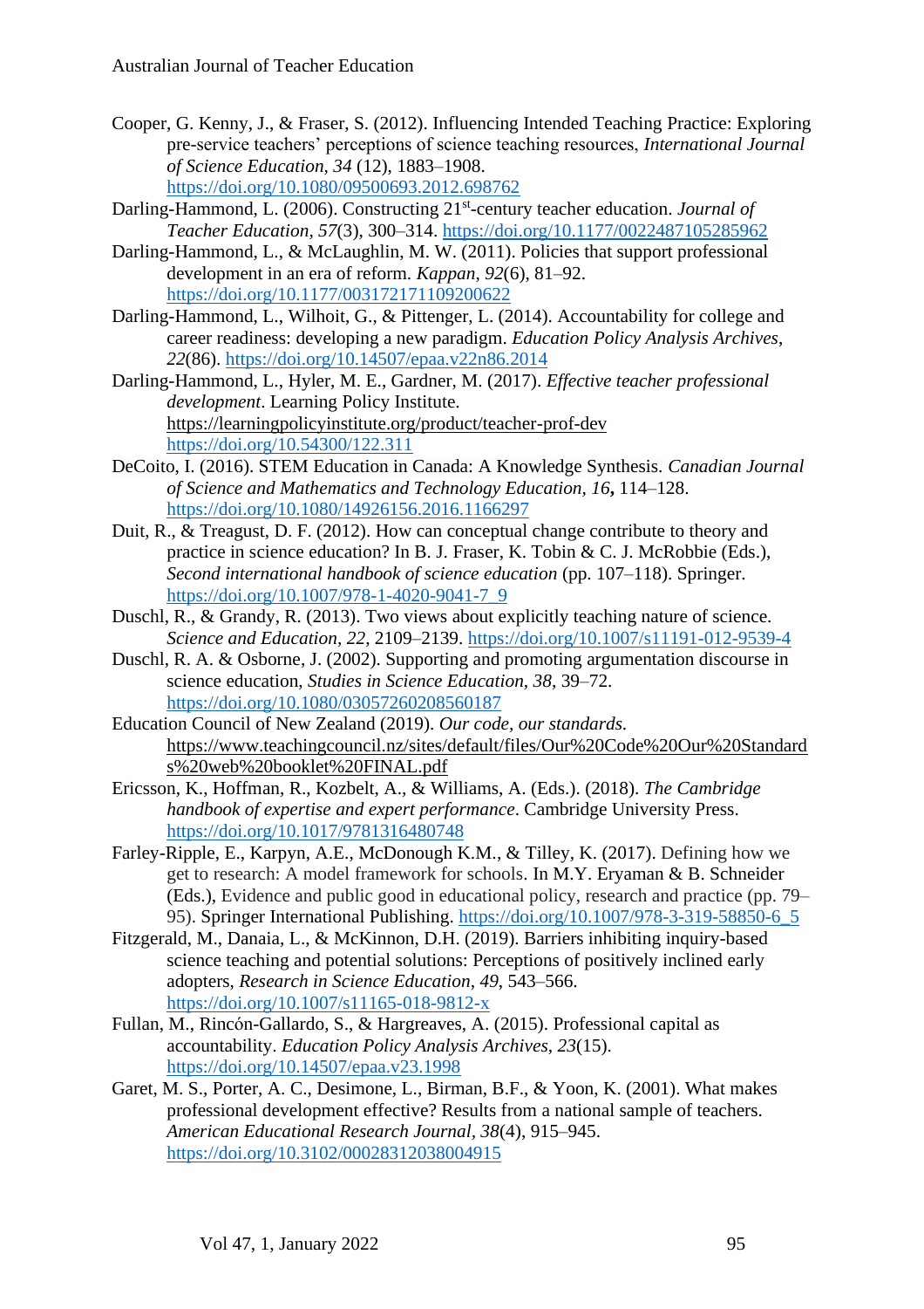Cooper, G. Kenny, J., & Fraser, S. (2012). Influencing Intended Teaching Practice: Exploring pre-service teachers' perceptions of science teaching resources, *International Journal of Science Education, 34* (12), 1883–1908. https://doi.org/10.1080/09500693.2012.698762

Darling-Hammond, L. (2006). Constructing 21st-century teacher education. *Journal of Teacher Education, 57*(3), 300–314. https://doi.org/10.1177/0022487105285962

Darling-Hammond, L., & McLaughlin, M. W. (2011). Policies that support professional development in an era of reform. *Kappan, 92*(6), 81–92. https://doi.org/10.1177/003172171109200622

Darling-Hammond, L., Wilhoit, G., & Pittenger, L. (2014). Accountability for college and career readiness: developing a new paradigm. *Education Policy Analysis Archives, 22*(86). https://doi.org/10.14507/epaa.v22n86.2014

Darling-Hammond, L., Hyler, M. E., Gardner, M. (2017). *Effective teacher professional development*. Learning Policy Institute. https://learningpolicyinstitute.org/product/teacher-prof-dev https://doi.org/10.54300/122.311

DeCoito, I. (2016). STEM Education in Canada: A Knowledge Synthesis. *Canadian Journal of Science and Mathematics and Technology Education, 16***,** 114–128. https://doi.org/10.1080/14926156.2016.1166297

Duit, R., & Treagust, D. F. (2012). How can conceptual change contribute to theory and practice in science education? In B. J. Fraser, K. Tobin & C. J. McRobbie (Eds.), *Second international handbook of science education* (pp. 107–118). Springer. https://doi.org/10.1007/978-1-4020-9041-7_9

Duschl, R., & Grandy, R. (2013). Two views about explicitly teaching nature of science. *Science and Education, 22*, 2109–2139. https://doi.org/10.1007/s11191-012-9539-4

Duschl, R. A. & Osborne, J. (2002). Supporting and promoting argumentation discourse in science education, *Studies in Science Education, 38*, 39–72. https://doi.org/10.1080/03057260208560187

Education Council of New Zealand (2019). *Our code, our standards.* https://www.teachingcouncil.nz/sites/default/files/Our%20Code%20Our%20Standards%20web%20booklet%20FINAL.pdf

Ericsson, K., Hoffman, R., Kozbelt, A., & Williams, A. (Eds.). (2018). *The Cambridge handbook of expertise and expert performance*. Cambridge University Press. https://doi.org/10.1017/9781316480748

Farley-Ripple, E., Karpyn, A.E., McDonough K.M., & Tilley, K. (2017). Defining how we get to research: A model framework for schools. In M.Y. Eryaman & B. Schneider (Eds.), Evidence and public good in educational policy, research and practice (pp. 79–95). Springer International Publishing. https://doi.org/10.1007/978-3-319-58850-6_5

Fitzgerald, M., Danaia, L., & McKinnon, D.H. (2019). Barriers inhibiting inquiry-based science teaching and potential solutions: Perceptions of positively inclined early adopters, *Research in Science Education, 49*, 543–566. https://doi.org/10.1007/s11165-018-9812-x

Fullan, M., Rincón-Gallardo, S., & Hargreaves, A. (2015). Professional capital as accountability. *Education Policy Analysis Archives, 23*(15). https://doi.org/10.14507/epaa.v23.1998

Garet, M. S., Porter, A. C., Desimone, L., Birman, B.F., & Yoon, K. (2001). What makes professional development effective? Results from a national sample of teachers. *American Educational Research Journal, 38*(4), 915–945. https://doi.org/10.3102/00028312038004915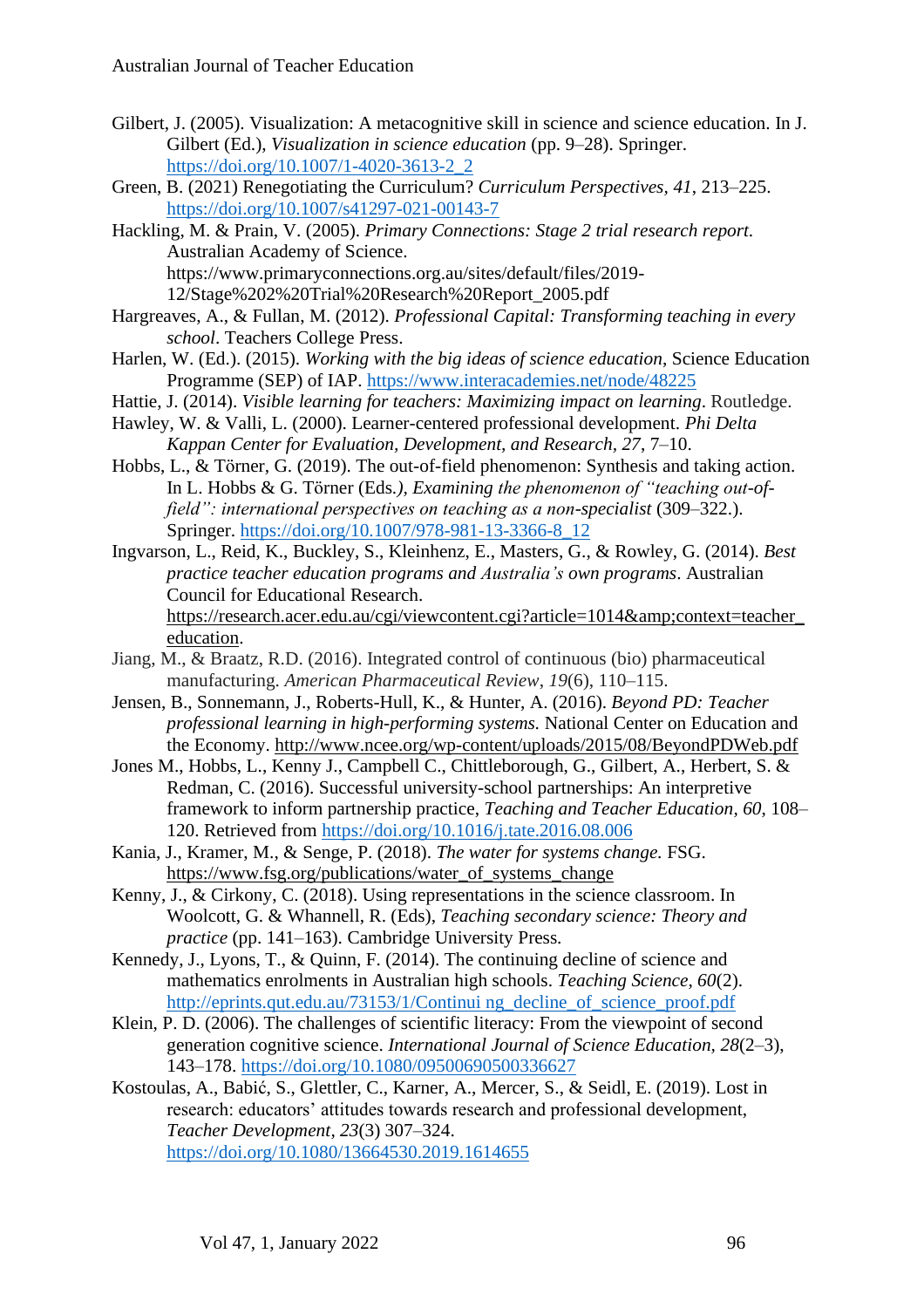Gilbert, J. (2005). Visualization: A metacognitive skill in science and science education. In J. Gilbert (Ed.), *Visualization in science education* (pp. 9–28). Springer. https://doi.org/10.1007/1-4020-3613-2_2

Green, B. (2021) Renegotiating the Curriculum? *Curriculum Perspectives, 41*, 213–225. https://doi.org/10.1007/s41297-021-00143-7

Hackling, M. & Prain, V. (2005). *Primary Connections: Stage 2 trial research report*. Australian Academy of Science. https://www.primaryconnections.org.au/sites/default/files/2019-12/Stage%202%20Trial%20Research%20Report_2005.pdf

Hargreaves, A., & Fullan, M. (2012). *Professional Capital: Transforming teaching in every school*. Teachers College Press.

Harlen, W. (Ed.). (2015). *Working with the big ideas of science education*, Science Education Programme (SEP) of IAP. https://www.interacademies.net/node/48225

Hattie, J. (2014). *Visible learning for teachers: Maximizing impact on learning*. Routledge.

Hawley, W. & Valli, L. (2000). Learner-centered professional development. *Phi Delta Kappan Center for Evaluation, Development, and Research, 27*, 7–10.

Hobbs, L., & Törner, G. (2019). The out-of-field phenomenon: Synthesis and taking action. In L. Hobbs & G. Törner (Eds.*), Examining the phenomenon of "teaching out-of-field": international perspectives on teaching as a non-specialist* (309–322.). Springer. https://doi.org/10.1007/978-981-13-3366-8_12

Ingvarson, L., Reid, K., Buckley, S., Kleinhenz, E., Masters, G., & Rowley, G. (2014). *Best practice teacher education programs and Australia's own programs*. Australian Council for Educational Research. https://research.acer.edu.au/cgi/viewcontent.cgi?article=1014&amp;context=teacher_education.

Jiang, M., & Braatz, R.D. (2016). Integrated control of continuous (bio) pharmaceutical manufacturing. *American Pharmaceutical Review*, *19*(6), 110–115.

Jensen, B., Sonnemann, J., Roberts-Hull, K., & Hunter, A. (2016). *Beyond PD: Teacher professional learning in high-performing systems.* National Center on Education and the Economy. http://www.ncee.org/wp-content/uploads/2015/08/BeyondPDWeb.pdf

Jones M., Hobbs, L., Kenny J., Campbell C., Chittleborough, G., Gilbert, A., Herbert, S. & Redman, C. (2016). Successful university-school partnerships: An interpretive framework to inform partnership practice, *Teaching and Teacher Education*, *60*, 108–120. Retrieved from https://doi.org/10.1016/j.tate.2016.08.006

Kania, J., Kramer, M., & Senge, P. (2018). *The water for systems change.* FSG. https://www.fsg.org/publications/water_of_systems_change

Kenny, J., & Cirkony, C. (2018). Using representations in the science classroom. In Woolcott, G. & Whannell, R. (Eds), *Teaching secondary science: Theory and practice* (pp. 141–163). Cambridge University Press.

Kennedy, J., Lyons, T., & Quinn, F. (2014). The continuing decline of science and mathematics enrolments in Australian high schools. *Teaching Science, 60*(2). http://eprints.qut.edu.au/73153/1/Continui ng_decline_of_science_proof.pdf

Klein, P. D. (2006). The challenges of scientific literacy: From the viewpoint of second generation cognitive science. *International Journal of Science Education, 28*(2–3), 143–178. https://doi.org/10.1080/09500690500336627

Kostoulas, A., Babić, S., Glettler, C., Karner, A., Mercer, S., & Seidl, E. (2019). Lost in research: educators' attitudes towards research and professional development, *Teacher Development, 23*(3) 307–324. https://doi.org/10.1080/13664530.2019.1614655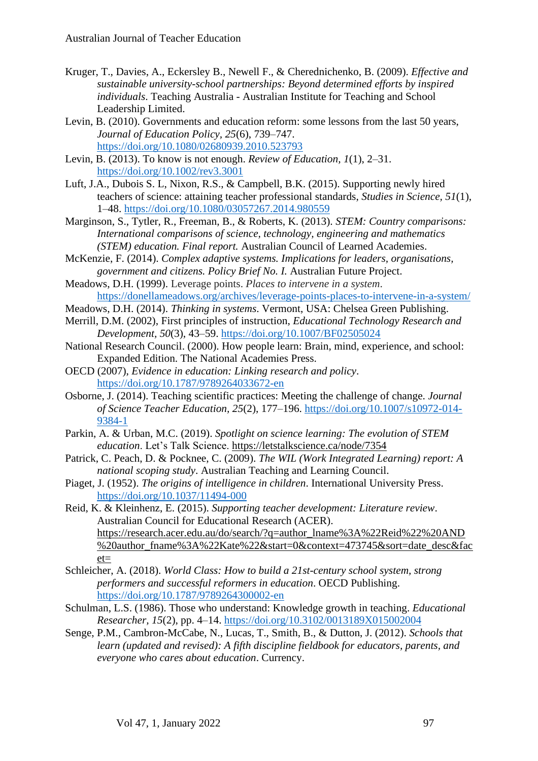Kruger, T., Davies, A., Eckersley B., Newell F., & Cherednichenko, B. (2009). *Effective and sustainable university-school partnerships: Beyond determined efforts by inspired individuals*. Teaching Australia - Australian Institute for Teaching and School Leadership Limited.

Levin, B. (2010). Governments and education reform: some lessons from the last 50 years, *Journal of Education Policy*, *25*(6), 739–747. https://doi.org/10.1080/02680939.2010.523793

Levin, B. (2013). To know is not enough. *Review of Education*, *1*(1), 2–31. https://doi.org/10.1002/rev3.3001

Luft, J.A., Dubois S. L, Nixon, R.S., & Campbell, B.K. (2015). Supporting newly hired teachers of science: attaining teacher professional standards, *Studies in Science*, *51*(1), 1–48. https://doi.org/10.1080/03057267.2014.980559

Marginson, S., Tytler, R., Freeman, B., & Roberts, K. (2013). *STEM: Country comparisons: International comparisons of science, technology, engineering and mathematics (STEM) education. Final report.* Australian Council of Learned Academies.

McKenzie, F. (2014). *Complex adaptive systems. Implications for leaders, organisations, government and citizens. Policy Brief No. I.* Australian Future Project.

Meadows, D.H. (1999). Leverage points. *Places to intervene in a system*. https://donellameadows.org/archives/leverage-points-places-to-intervene-in-a-system/

Meadows, D.H. (2014). *Thinking in systems*. Vermont, USA: Chelsea Green Publishing.

Merrill, D.M. (2002), First principles of instruction, *Educational Technology Research and Development*, *50*(3), 43–59. https://doi.org/10.1007/BF02505024

National Research Council. (2000). How people learn: Brain, mind, experience, and school: Expanded Edition. The National Academies Press.

OECD (2007), *Evidence in education: Linking research and policy*. https://doi.org/10.1787/9789264033672-en

Osborne, J. (2014). Teaching scientific practices: Meeting the challenge of change. *Journal of Science Teacher Education*, *25*(2), 177–196. https://doi.org/10.1007/s10972-014-9384-1

Parkin, A. & Urban, M.C. (2019). *Spotlight on science learning: The evolution of STEM education*. Let's Talk Science. https://letstalkscience.ca/node/7354

Patrick, C. Peach, D. & Pocknee, C. (2009). *The WIL (Work Integrated Learning) report: A national scoping study*. Australian Teaching and Learning Council.

Piaget, J. (1952). *The origins of intelligence in children*. International University Press. https://doi.org/10.1037/11494-000

Reid, K. & Kleinhenz, E. (2015). *Supporting teacher development: Literature review*. Australian Council for Educational Research (ACER). https://research.acer.edu.au/do/search/?q=author_lname%3A%22Reid%22%20AND%20author_fname%3A%22Kate%22&start=0&context=473745&sort=date_desc&facet=

Schleicher, A. (2018). *World Class: How to build a 21st-century school system, strong performers and successful reformers in education*. OECD Publishing. https://doi.org/10.1787/9789264300002-en

Schulman, L.S. (1986). Those who understand: Knowledge growth in teaching. *Educational Researcher*, *15*(2), pp. 4–14. https://doi.org/10.3102/0013189X015002004

Senge, P.M., Cambron-McCabe, N., Lucas, T., Smith, B., & Dutton, J. (2012). *Schools that learn (updated and revised): A fifth discipline fieldbook for educators, parents, and everyone who cares about education*. Currency.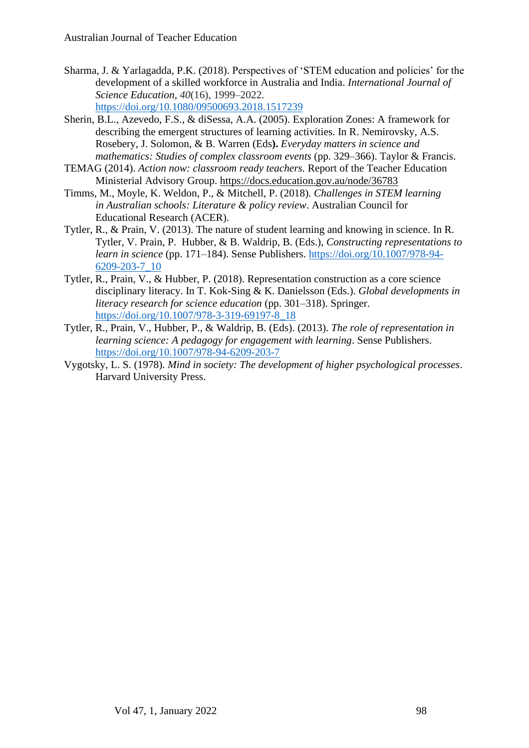Sharma, J. & Yarlagadda, P.K. (2018). Perspectives of 'STEM education and policies' for the development of a skilled workforce in Australia and India. *International Journal of Science Education*, *40*(16), 1999–2022. https://doi.org/10.1080/09500693.2018.1517239

Sherin, B.L., Azevedo, F.S., & diSessa, A.A. (2005). Exploration Zones: A framework for describing the emergent structures of learning activities. In R. Nemirovsky, A.S. Rosebery, J. Solomon, & B. Warren (Eds**).** *Everyday matters in science and mathematics: Studies of complex classroom events* (pp. 329–366). Taylor & Francis.

TEMAG (2014). *Action now: classroom ready teachers.* Report of the Teacher Education Ministerial Advisory Group. https://docs.education.gov.au/node/36783

Timms, M., Moyle, K. Weldon, P., & Mitchell, P. (2018). *Challenges in STEM learning in Australian schools: Literature & policy review*. Australian Council for Educational Research (ACER).

Tytler, R., & Prain, V. (2013). The nature of student learning and knowing in science. In R. Tytler, V. Prain, P. Hubber, & B. Waldrip, B. (Eds.), *Constructing representations to learn in science* (pp. 171–184). Sense Publishers. https://doi.org/10.1007/978-94-6209-203-7_10

Tytler, R., Prain, V., & Hubber, P. (2018). Representation construction as a core science disciplinary literacy. In T. Kok-Sing & K. Danielsson (Eds.). *Global developments in literacy research for science education* (pp. 301–318). Springer. https://doi.org/10.1007/978-3-319-69197-8_18

Tytler, R., Prain, V., Hubber, P., & Waldrip, B. (Eds). (2013). *The role of representation in learning science: A pedagogy for engagement with learning*. Sense Publishers. https://doi.org/10.1007/978-94-6209-203-7

Vygotsky, L. S. (1978). *Mind in society: The development of higher psychological processes*. Harvard University Press.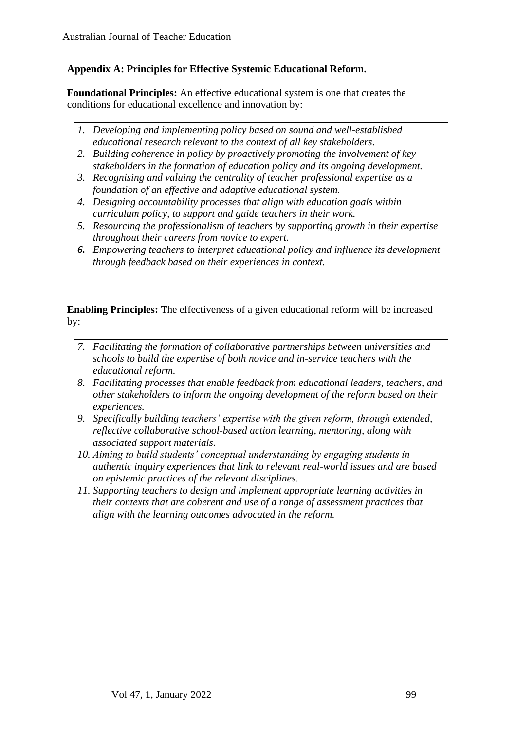**Appendix A: Principles for Effective Systemic Educational Reform.**

**Foundational Principles:** An effective educational system is one that creates the conditions for educational excellence and innovation by:

1. *Developing and implementing policy based on sound and well-established educational research relevant to the context of all key stakeholders.*
2. *Building coherence in policy by proactively promoting the involvement of key stakeholders in the formation of education policy and its ongoing development.*
3. *Recognising and valuing the centrality of teacher professional expertise as a foundation of an effective and adaptive educational system.*
4. *Designing accountability processes that align with education goals within curriculum policy, to support and guide teachers in their work.*
5. *Resourcing the professionalism of teachers by supporting growth in their expertise throughout their careers from novice to expert.*
6. *Empowering teachers to interpret educational policy and influence its development through feedback based on their experiences in context.*

**Enabling Principles:** The effectiveness of a given educational reform will be increased by:

7. *Facilitating the formation of collaborative partnerships between universities and schools to build the expertise of both novice and in-service teachers with the educational reform.*
8. *Facilitating processes that enable feedback from educational leaders, teachers, and other stakeholders to inform the ongoing development of the reform based on their experiences.*
9. *Specifically building teachers' expertise with the given reform, through extended, reflective collaborative school-based action learning, mentoring, along with associated support materials.*
10. *Aiming to build students' conceptual understanding by engaging students in authentic inquiry experiences that link to relevant real-world issues and are based on epistemic practices of the relevant disciplines.*
11. *Supporting teachers to design and implement appropriate learning activities in their contexts that are coherent and use of a range of assessment practices that align with the learning outcomes advocated in the reform.*